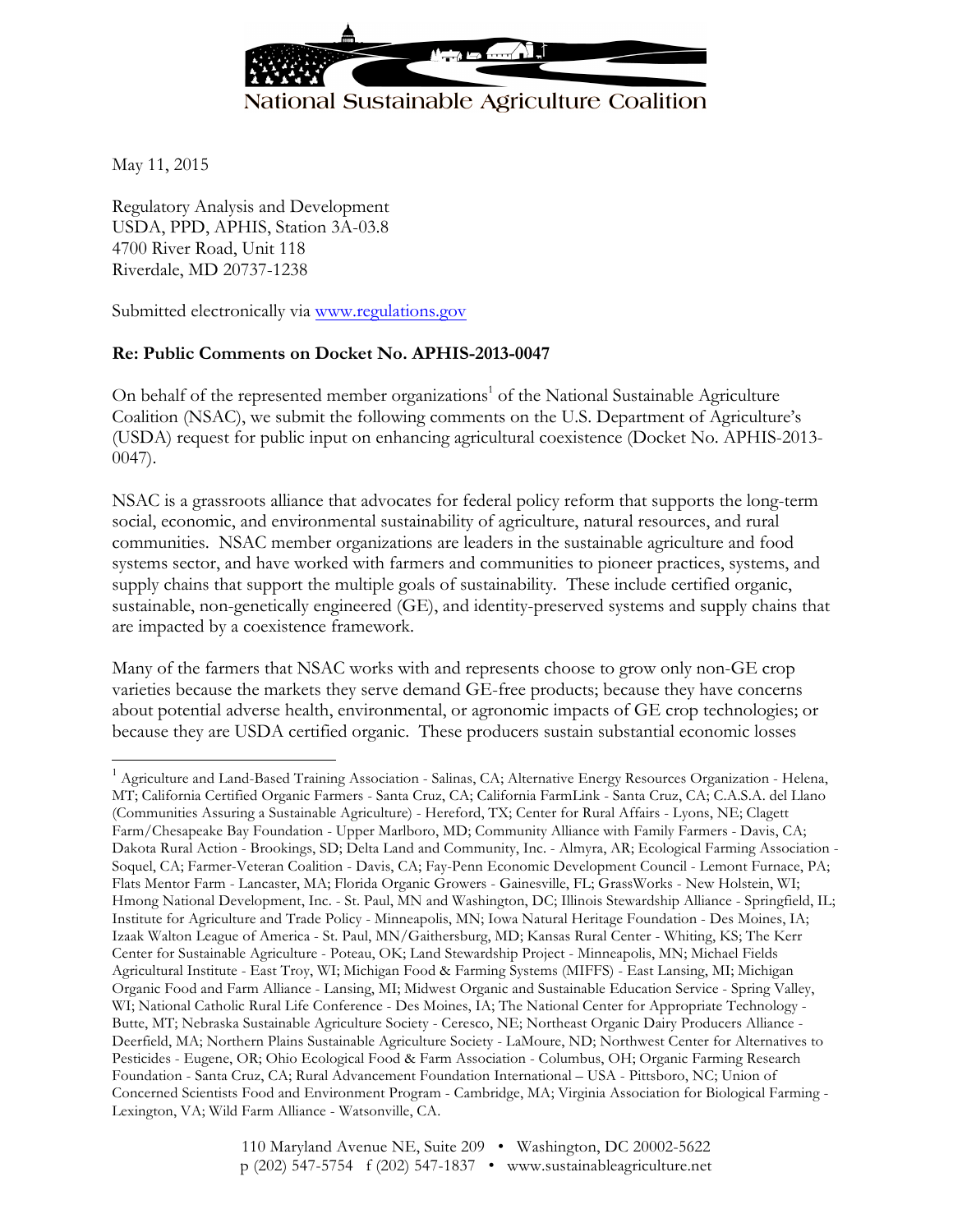National Sustainable Agriculture Coalition

May 11, 2015

Regulatory Analysis and Development
USDA, PPD, APHIS, Station 3A-03.8
4700 River Road, Unit 118
Riverdale, MD 20737-1238

Submitted electronically via www.regulations.gov

**Re: Public Comments on Docket No. APHIS-2013-0047**

On behalf of the represented member organizations[1] of the National Sustainable Agriculture Coalition (NSAC), we submit the following comments on the U.S. Department of Agriculture's (USDA) request for public input on enhancing agricultural coexistence (Docket No. APHIS-2013-0047).

NSAC is a grassroots alliance that advocates for federal policy reform that supports the long-term social, economic, and environmental sustainability of agriculture, natural resources, and rural communities. NSAC member organizations are leaders in the sustainable agriculture and food systems sector, and have worked with farmers and communities to pioneer practices, systems, and supply chains that support the multiple goals of sustainability. These include certified organic, sustainable, non-genetically engineered (GE), and identity-preserved systems and supply chains that are impacted by a coexistence framework.

Many of the farmers that NSAC works with and represents choose to grow only non-GE crop varieties because the markets they serve demand GE-free products; because they have concerns about potential adverse health, environmental, or agronomic impacts of GE crop technologies; or because they are USDA certified organic. These producers sustain substantial economic losses

[1] Agriculture and Land-Based Training Association - Salinas, CA; Alternative Energy Resources Organization - Helena, MT; California Certified Organic Farmers - Santa Cruz, CA; California FarmLink - Santa Cruz, CA; C.A.S.A. del Llano (Communities Assuring a Sustainable Agriculture) - Hereford, TX; Center for Rural Affairs - Lyons, NE; Clagett Farm/Chesapeake Bay Foundation - Upper Marlboro, MD; Community Alliance with Family Farmers - Davis, CA; Dakota Rural Action - Brookings, SD; Delta Land and Community, Inc. - Almyra, AR; Ecological Farming Association - Soquel, CA; Farmer-Veteran Coalition - Davis, CA; Fay-Penn Economic Development Council - Lemont Furnace, PA; Flats Mentor Farm - Lancaster, MA; Florida Organic Growers - Gainesville, FL; GrassWorks - New Holstein, WI; Hmong National Development, Inc. - St. Paul, MN and Washington, DC; Illinois Stewardship Alliance - Springfield, IL; Institute for Agriculture and Trade Policy - Minneapolis, MN; Iowa Natural Heritage Foundation - Des Moines, IA; Izaak Walton League of America - St. Paul, MN/Gaithersburg, MD; Kansas Rural Center - Whiting, KS; The Kerr Center for Sustainable Agriculture - Poteau, OK; Land Stewardship Project - Minneapolis, MN; Michael Fields Agricultural Institute - East Troy, WI; Michigan Food & Farming Systems (MIFFS) - East Lansing, MI; Michigan Organic Food and Farm Alliance - Lansing, MI; Midwest Organic and Sustainable Education Service - Spring Valley, WI; National Catholic Rural Life Conference - Des Moines, IA; The National Center for Appropriate Technology - Butte, MT; Nebraska Sustainable Agriculture Society - Ceresco, NE; Northeast Organic Dairy Producers Alliance - Deerfield, MA; Northern Plains Sustainable Agriculture Society - LaMoure, ND; Northwest Center for Alternatives to Pesticides - Eugene, OR; Ohio Ecological Food & Farm Association - Columbus, OH; Organic Farming Research Foundation - Santa Cruz, CA; Rural Advancement Foundation International – USA - Pittsboro, NC; Union of Concerned Scientists Food and Environment Program - Cambridge, MA; Virginia Association for Biological Farming - Lexington, VA; Wild Farm Alliance - Watsonville, CA.

110 Maryland Avenue NE, Suite 209 • Washington, DC 20002-5622
p (202) 547-5754 f (202) 547-1837 • www.sustainableagriculture.net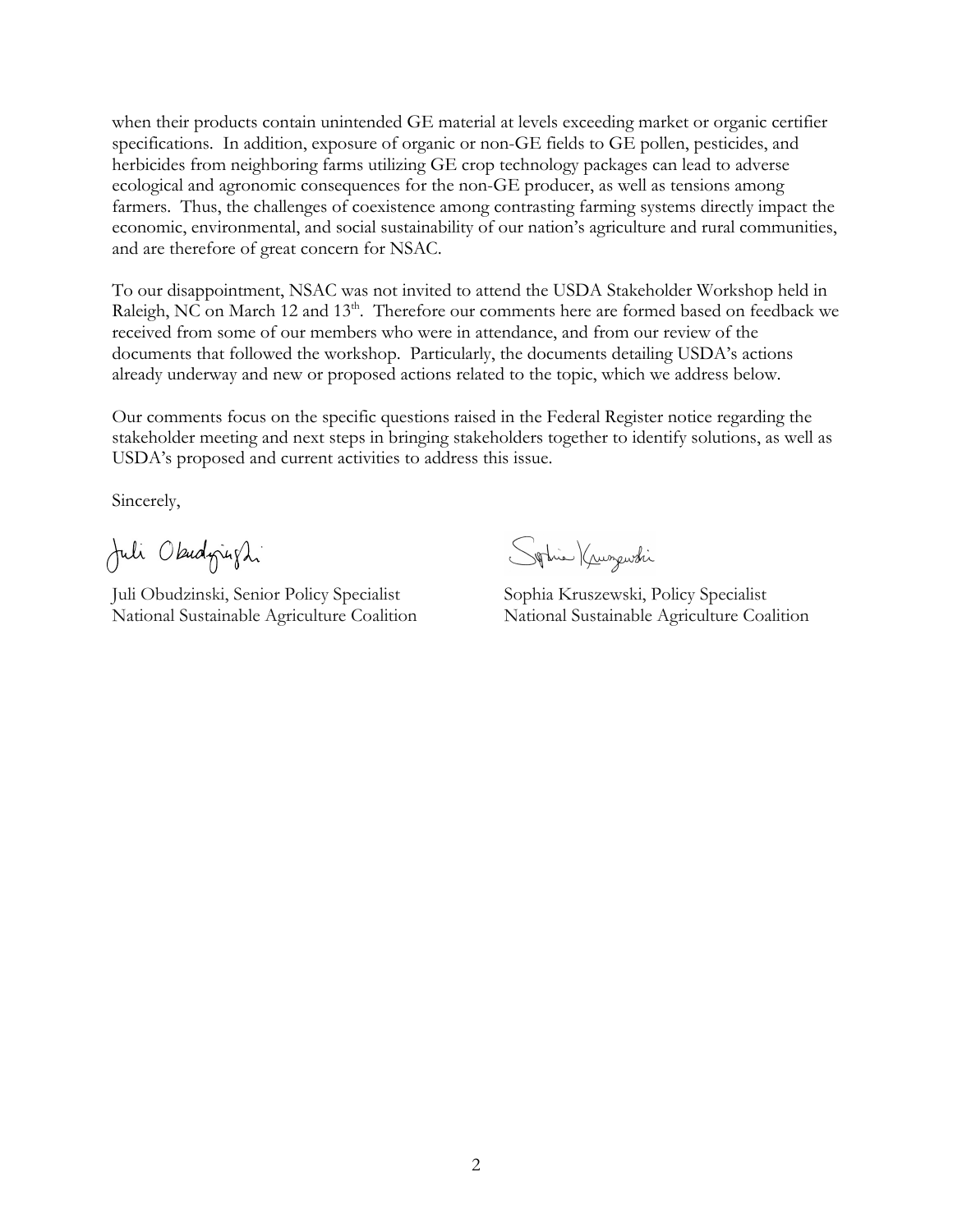when their products contain unintended GE material at levels exceeding market or organic certifier specifications. In addition, exposure of organic or non-GE fields to GE pollen, pesticides, and herbicides from neighboring farms utilizing GE crop technology packages can lead to adverse ecological and agronomic consequences for the non-GE producer, as well as tensions among farmers. Thus, the challenges of coexistence among contrasting farming systems directly impact the economic, environmental, and social sustainability of our nation's agriculture and rural communities, and are therefore of great concern for NSAC.

To our disappointment, NSAC was not invited to attend the USDA Stakeholder Workshop held in Raleigh, NC on March 12 and 13th. Therefore our comments here are formed based on feedback we received from some of our members who were in attendance, and from our review of the documents that followed the workshop. Particularly, the documents detailing USDA's actions already underway and new or proposed actions related to the topic, which we address below.

Our comments focus on the specific questions raised in the Federal Register notice regarding the stakeholder meeting and next steps in bringing stakeholders together to identify solutions, as well as USDA's proposed and current activities to address this issue.

Sincerely,

Juli Obudzinski, Senior Policy Specialist
National Sustainable Agriculture Coalition

Sophia Kruszewski, Policy Specialist
National Sustainable Agriculture Coalition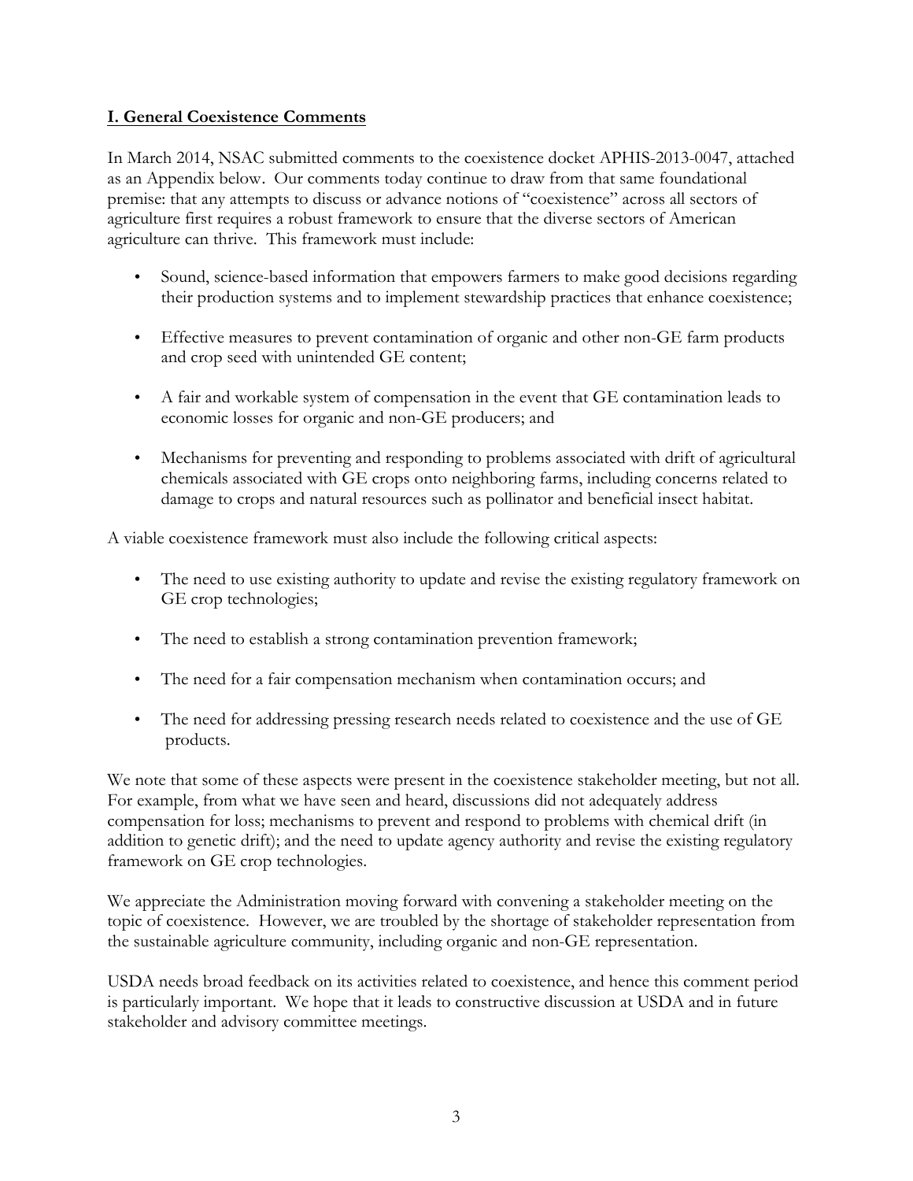**I. General Coexistence Comments**

In March 2014, NSAC submitted comments to the coexistence docket APHIS-2013-0047, attached as an Appendix below. Our comments today continue to draw from that same foundational premise: that any attempts to discuss or advance notions of "coexistence" across all sectors of agriculture first requires a robust framework to ensure that the diverse sectors of American agriculture can thrive. This framework must include:

- Sound, science-based information that empowers farmers to make good decisions regarding their production systems and to implement stewardship practices that enhance coexistence;
- Effective measures to prevent contamination of organic and other non-GE farm products and crop seed with unintended GE content;
- A fair and workable system of compensation in the event that GE contamination leads to economic losses for organic and non-GE producers; and
- Mechanisms for preventing and responding to problems associated with drift of agricultural chemicals associated with GE crops onto neighboring farms, including concerns related to damage to crops and natural resources such as pollinator and beneficial insect habitat.

A viable coexistence framework must also include the following critical aspects:

- The need to use existing authority to update and revise the existing regulatory framework on GE crop technologies;
- The need to establish a strong contamination prevention framework;
- The need for a fair compensation mechanism when contamination occurs; and
- The need for addressing pressing research needs related to coexistence and the use of GE products.

We note that some of these aspects were present in the coexistence stakeholder meeting, but not all. For example, from what we have seen and heard, discussions did not adequately address compensation for loss; mechanisms to prevent and respond to problems with chemical drift (in addition to genetic drift); and the need to update agency authority and revise the existing regulatory framework on GE crop technologies.

We appreciate the Administration moving forward with convening a stakeholder meeting on the topic of coexistence. However, we are troubled by the shortage of stakeholder representation from the sustainable agriculture community, including organic and non-GE representation.

USDA needs broad feedback on its activities related to coexistence, and hence this comment period is particularly important. We hope that it leads to constructive discussion at USDA and in future stakeholder and advisory committee meetings.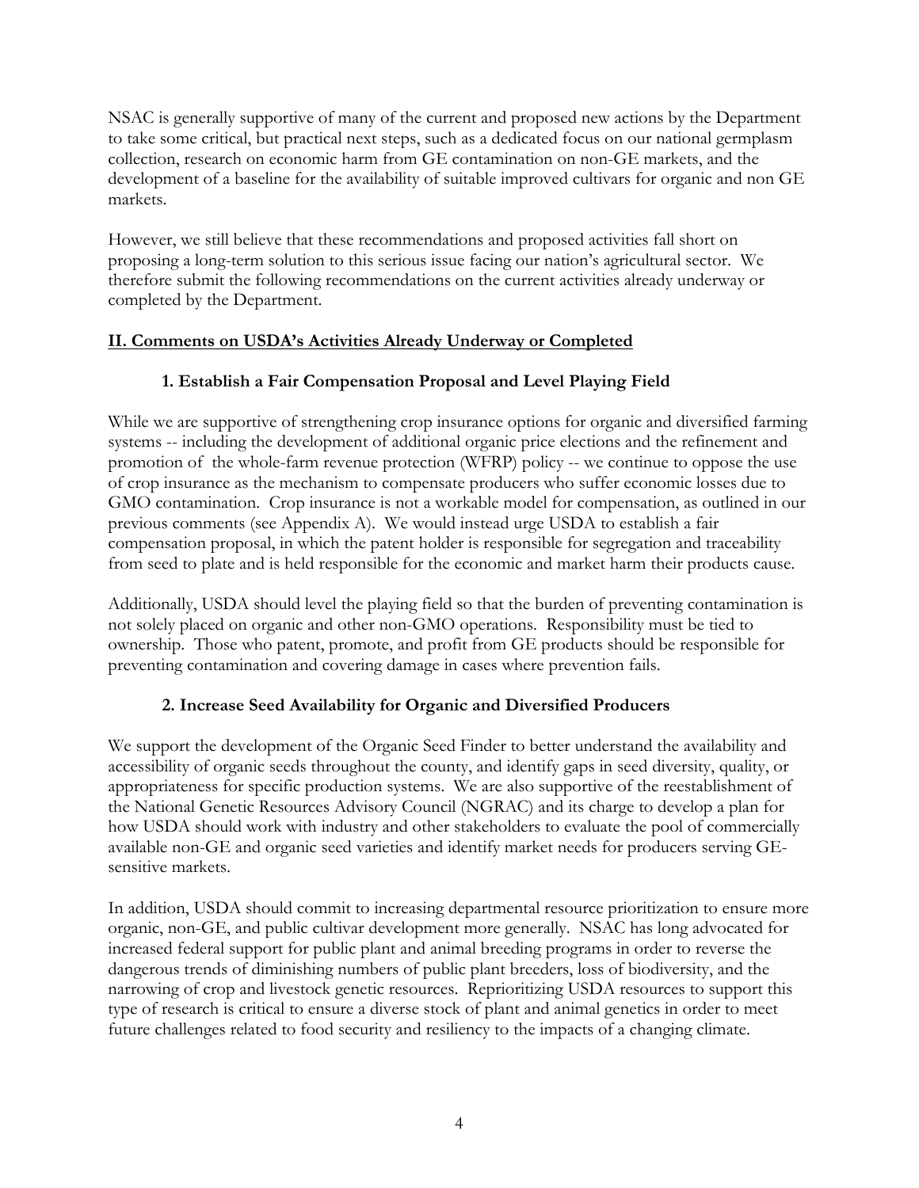NSAC is generally supportive of many of the current and proposed new actions by the Department to take some critical, but practical next steps, such as a dedicated focus on our national germplasm collection, research on economic harm from GE contamination on non-GE markets, and the development of a baseline for the availability of suitable improved cultivars for organic and non GE markets.

However, we still believe that these recommendations and proposed activities fall short on proposing a long-term solution to this serious issue facing our nation's agricultural sector. We therefore submit the following recommendations on the current activities already underway or completed by the Department.

## II. Comments on USDA's Activities Already Underway or Completed

### 1. Establish a Fair Compensation Proposal and Level Playing Field

While we are supportive of strengthening crop insurance options for organic and diversified farming systems -- including the development of additional organic price elections and the refinement and promotion of the whole-farm revenue protection (WFRP) policy -- we continue to oppose the use of crop insurance as the mechanism to compensate producers who suffer economic losses due to GMO contamination. Crop insurance is not a workable model for compensation, as outlined in our previous comments (see Appendix A). We would instead urge USDA to establish a fair compensation proposal, in which the patent holder is responsible for segregation and traceability from seed to plate and is held responsible for the economic and market harm their products cause.

Additionally, USDA should level the playing field so that the burden of preventing contamination is not solely placed on organic and other non-GMO operations. Responsibility must be tied to ownership. Those who patent, promote, and profit from GE products should be responsible for preventing contamination and covering damage in cases where prevention fails.

### 2. Increase Seed Availability for Organic and Diversified Producers

We support the development of the Organic Seed Finder to better understand the availability and accessibility of organic seeds throughout the county, and identify gaps in seed diversity, quality, or appropriateness for specific production systems. We are also supportive of the reestablishment of the National Genetic Resources Advisory Council (NGRAC) and its charge to develop a plan for how USDA should work with industry and other stakeholders to evaluate the pool of commercially available non-GE and organic seed varieties and identify market needs for producers serving GE-sensitive markets.

In addition, USDA should commit to increasing departmental resource prioritization to ensure more organic, non-GE, and public cultivar development more generally. NSAC has long advocated for increased federal support for public plant and animal breeding programs in order to reverse the dangerous trends of diminishing numbers of public plant breeders, loss of biodiversity, and the narrowing of crop and livestock genetic resources. Reprioritizing USDA resources to support this type of research is critical to ensure a diverse stock of plant and animal genetics in order to meet future challenges related to food security and resiliency to the impacts of a changing climate.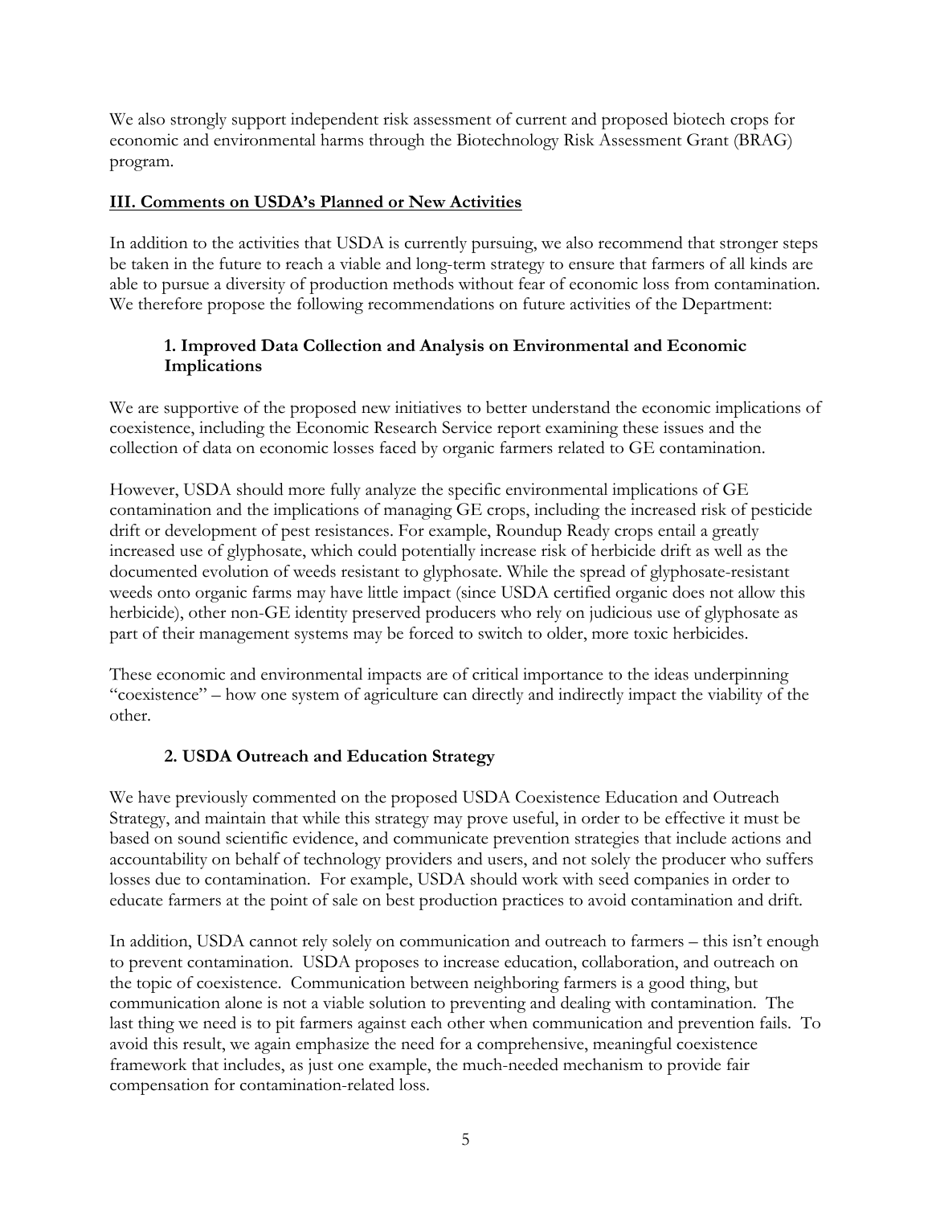We also strongly support independent risk assessment of current and proposed biotech crops for economic and environmental harms through the Biotechnology Risk Assessment Grant (BRAG) program.

## III. Comments on USDA's Planned or New Activities

In addition to the activities that USDA is currently pursuing, we also recommend that stronger steps be taken in the future to reach a viable and long-term strategy to ensure that farmers of all kinds are able to pursue a diversity of production methods without fear of economic loss from contamination. We therefore propose the following recommendations on future activities of the Department:

### 1. Improved Data Collection and Analysis on Environmental and Economic Implications

We are supportive of the proposed new initiatives to better understand the economic implications of coexistence, including the Economic Research Service report examining these issues and the collection of data on economic losses faced by organic farmers related to GE contamination.

However, USDA should more fully analyze the specific environmental implications of GE contamination and the implications of managing GE crops, including the increased risk of pesticide drift or development of pest resistances. For example, Roundup Ready crops entail a greatly increased use of glyphosate, which could potentially increase risk of herbicide drift as well as the documented evolution of weeds resistant to glyphosate. While the spread of glyphosate-resistant weeds onto organic farms may have little impact (since USDA certified organic does not allow this herbicide), other non-GE identity preserved producers who rely on judicious use of glyphosate as part of their management systems may be forced to switch to older, more toxic herbicides.

These economic and environmental impacts are of critical importance to the ideas underpinning "coexistence" – how one system of agriculture can directly and indirectly impact the viability of the other.

### 2. USDA Outreach and Education Strategy

We have previously commented on the proposed USDA Coexistence Education and Outreach Strategy, and maintain that while this strategy may prove useful, in order to be effective it must be based on sound scientific evidence, and communicate prevention strategies that include actions and accountability on behalf of technology providers and users, and not solely the producer who suffers losses due to contamination. For example, USDA should work with seed companies in order to educate farmers at the point of sale on best production practices to avoid contamination and drift.

In addition, USDA cannot rely solely on communication and outreach to farmers – this isn't enough to prevent contamination. USDA proposes to increase education, collaboration, and outreach on the topic of coexistence. Communication between neighboring farmers is a good thing, but communication alone is not a viable solution to preventing and dealing with contamination. The last thing we need is to pit farmers against each other when communication and prevention fails. To avoid this result, we again emphasize the need for a comprehensive, meaningful coexistence framework that includes, as just one example, the much-needed mechanism to provide fair compensation for contamination-related loss.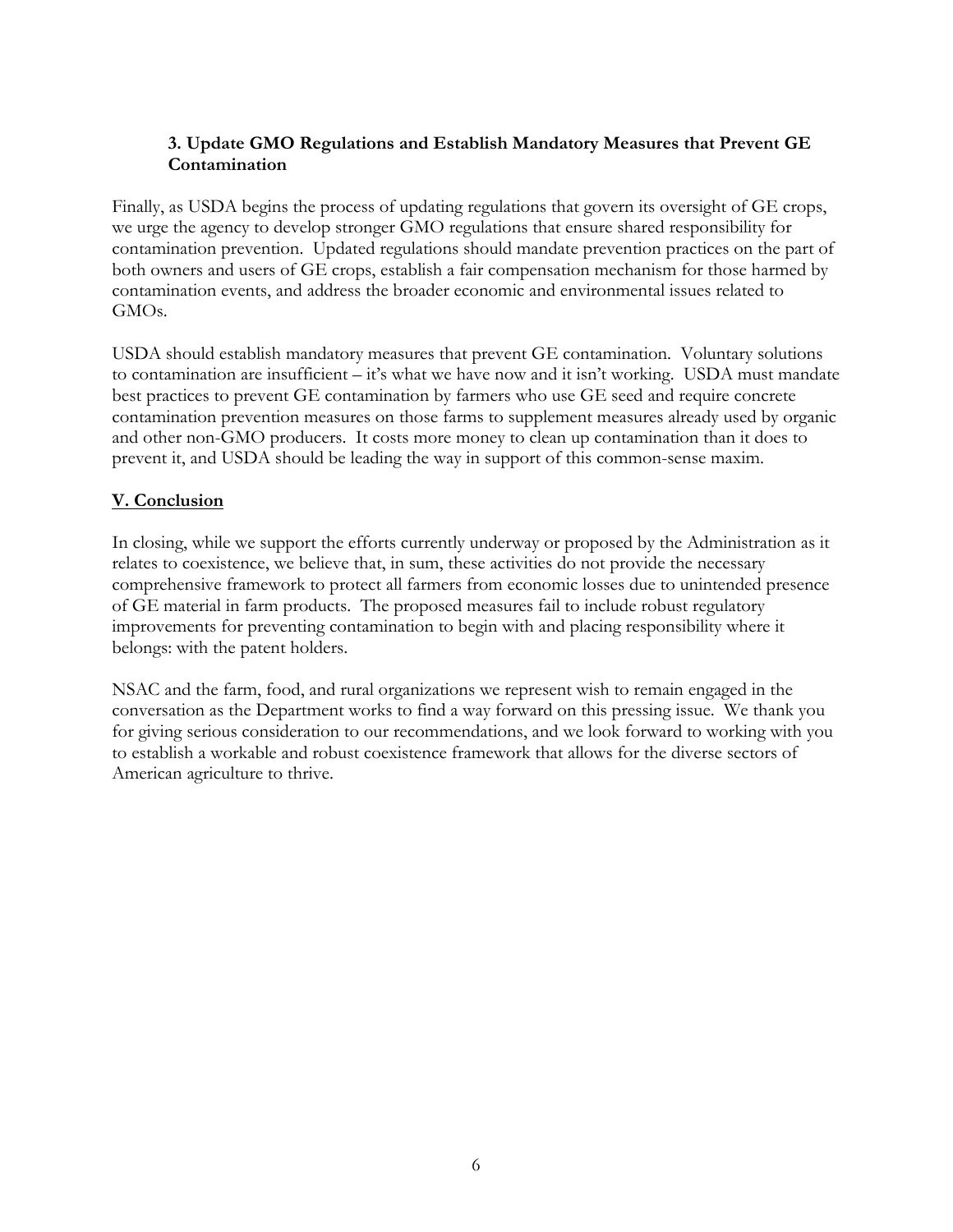### 3. Update GMO Regulations and Establish Mandatory Measures that Prevent GE Contamination

Finally, as USDA begins the process of updating regulations that govern its oversight of GE crops, we urge the agency to develop stronger GMO regulations that ensure shared responsibility for contamination prevention. Updated regulations should mandate prevention practices on the part of both owners and users of GE crops, establish a fair compensation mechanism for those harmed by contamination events, and address the broader economic and environmental issues related to GMOs.

USDA should establish mandatory measures that prevent GE contamination. Voluntary solutions to contamination are insufficient – it's what we have now and it isn't working. USDA must mandate best practices to prevent GE contamination by farmers who use GE seed and require concrete contamination prevention measures on those farms to supplement measures already used by organic and other non-GMO producers. It costs more money to clean up contamination than it does to prevent it, and USDA should be leading the way in support of this common-sense maxim.

## V. Conclusion

In closing, while we support the efforts currently underway or proposed by the Administration as it relates to coexistence, we believe that, in sum, these activities do not provide the necessary comprehensive framework to protect all farmers from economic losses due to unintended presence of GE material in farm products. The proposed measures fail to include robust regulatory improvements for preventing contamination to begin with and placing responsibility where it belongs: with the patent holders.

NSAC and the farm, food, and rural organizations we represent wish to remain engaged in the conversation as the Department works to find a way forward on this pressing issue. We thank you for giving serious consideration to our recommendations, and we look forward to working with you to establish a workable and robust coexistence framework that allows for the diverse sectors of American agriculture to thrive.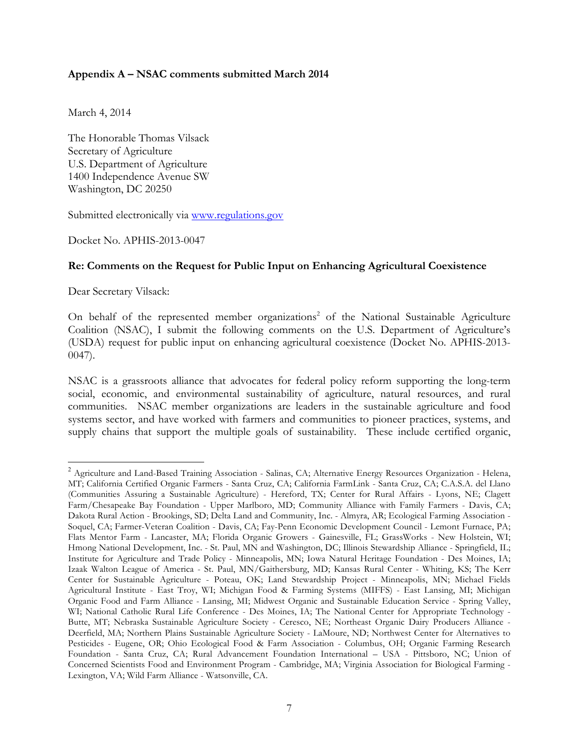**Appendix A – NSAC comments submitted March 2014**

March 4, 2014

The Honorable Thomas Vilsack
Secretary of Agriculture
U.S. Department of Agriculture
1400 Independence Avenue SW
Washington, DC 20250

Submitted electronically via www.regulations.gov

Docket No. APHIS-2013-0047

**Re: Comments on the Request for Public Input on Enhancing Agricultural Coexistence**

Dear Secretary Vilsack:

On behalf of the represented member organizations[2] of the National Sustainable Agriculture Coalition (NSAC), I submit the following comments on the U.S. Department of Agriculture's (USDA) request for public input on enhancing agricultural coexistence (Docket No. APHIS-2013-0047).

NSAC is a grassroots alliance that advocates for federal policy reform supporting the long-term social, economic, and environmental sustainability of agriculture, natural resources, and rural communities. NSAC member organizations are leaders in the sustainable agriculture and food systems sector, and have worked with farmers and communities to pioneer practices, systems, and supply chains that support the multiple goals of sustainability. These include certified organic,

---

[2] Agriculture and Land-Based Training Association - Salinas, CA; Alternative Energy Resources Organization - Helena, MT; California Certified Organic Farmers - Santa Cruz, CA; California FarmLink - Santa Cruz, CA; C.A.S.A. del Llano (Communities Assuring a Sustainable Agriculture) - Hereford, TX; Center for Rural Affairs - Lyons, NE; Clagett Farm/Chesapeake Bay Foundation - Upper Marlboro, MD; Community Alliance with Family Farmers - Davis, CA; Dakota Rural Action - Brookings, SD; Delta Land and Community, Inc. - Almyra, AR; Ecological Farming Association - Soquel, CA; Farmer-Veteran Coalition - Davis, CA; Fay-Penn Economic Development Council - Lemont Furnace, PA; Flats Mentor Farm - Lancaster, MA; Florida Organic Growers - Gainesville, FL; GrassWorks - New Holstein, WI; Hmong National Development, Inc. - St. Paul, MN and Washington, DC; Illinois Stewardship Alliance - Springfield, IL; Institute for Agriculture and Trade Policy - Minneapolis, MN; Iowa Natural Heritage Foundation - Des Moines, IA; Izaak Walton League of America - St. Paul, MN/Gaithersburg, MD; Kansas Rural Center - Whiting, KS; The Kerr Center for Sustainable Agriculture - Poteau, OK; Land Stewardship Project - Minneapolis, MN; Michael Fields Agricultural Institute - East Troy, WI; Michigan Food & Farming Systems (MIFFS) - East Lansing, MI; Michigan Organic Food and Farm Alliance - Lansing, MI; Midwest Organic and Sustainable Education Service - Spring Valley, WI; National Catholic Rural Life Conference - Des Moines, IA; The National Center for Appropriate Technology - Butte, MT; Nebraska Sustainable Agriculture Society - Ceresco, NE; Northeast Organic Dairy Producers Alliance - Deerfield, MA; Northern Plains Sustainable Agriculture Society - LaMoure, ND; Northwest Center for Alternatives to Pesticides - Eugene, OR; Ohio Ecological Food & Farm Association - Columbus, OH; Organic Farming Research Foundation - Santa Cruz, CA; Rural Advancement Foundation International – USA - Pittsboro, NC; Union of Concerned Scientists Food and Environment Program - Cambridge, MA; Virginia Association for Biological Farming - Lexington, VA; Wild Farm Alliance - Watsonville, CA.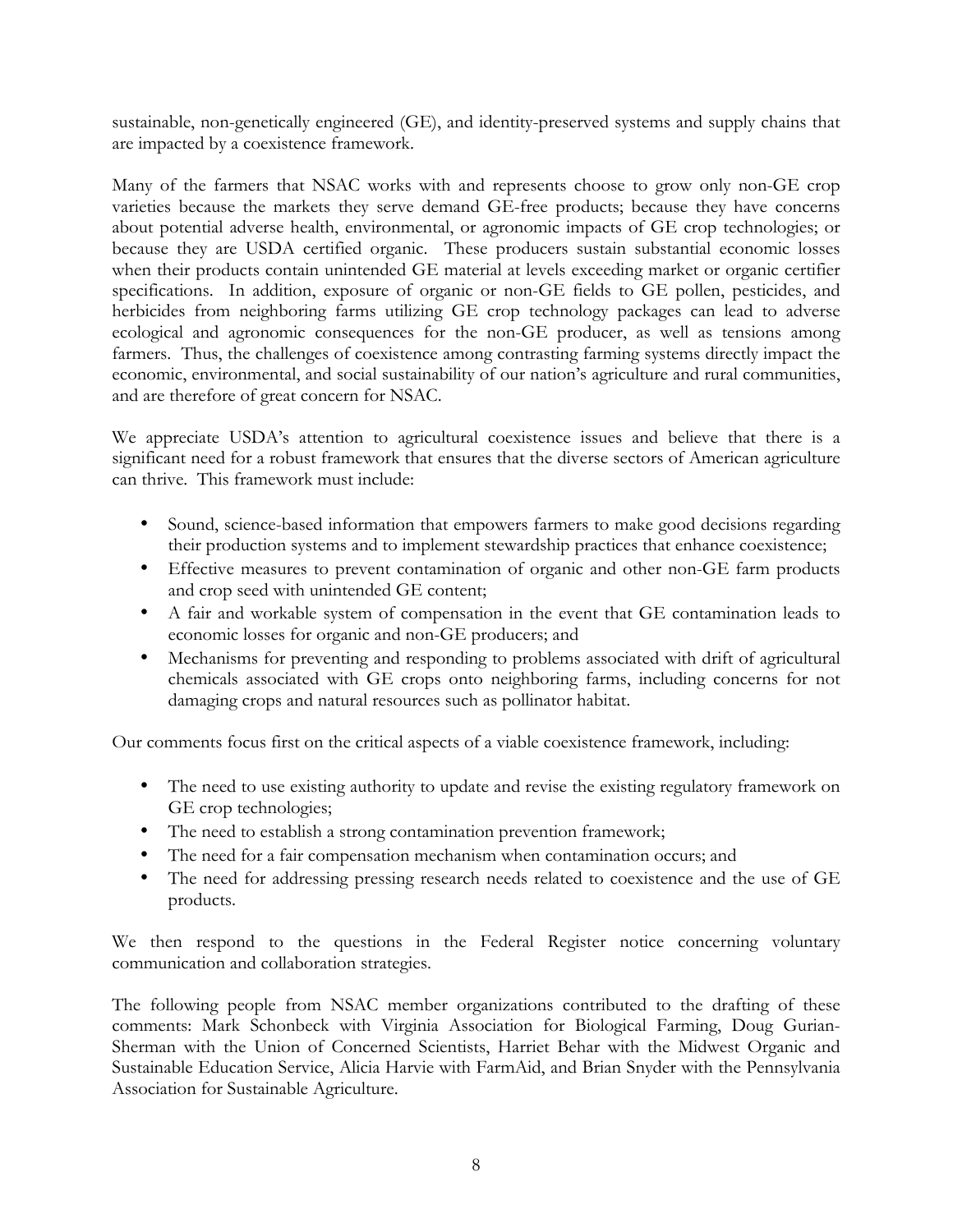sustainable, non-genetically engineered (GE), and identity-preserved systems and supply chains that are impacted by a coexistence framework.

Many of the farmers that NSAC works with and represents choose to grow only non-GE crop varieties because the markets they serve demand GE-free products; because they have concerns about potential adverse health, environmental, or agronomic impacts of GE crop technologies; or because they are USDA certified organic. These producers sustain substantial economic losses when their products contain unintended GE material at levels exceeding market or organic certifier specifications. In addition, exposure of organic or non-GE fields to GE pollen, pesticides, and herbicides from neighboring farms utilizing GE crop technology packages can lead to adverse ecological and agronomic consequences for the non-GE producer, as well as tensions among farmers. Thus, the challenges of coexistence among contrasting farming systems directly impact the economic, environmental, and social sustainability of our nation's agriculture and rural communities, and are therefore of great concern for NSAC.

We appreciate USDA's attention to agricultural coexistence issues and believe that there is a significant need for a robust framework that ensures that the diverse sectors of American agriculture can thrive. This framework must include:

- Sound, science-based information that empowers farmers to make good decisions regarding their production systems and to implement stewardship practices that enhance coexistence;
- Effective measures to prevent contamination of organic and other non-GE farm products and crop seed with unintended GE content;
- A fair and workable system of compensation in the event that GE contamination leads to economic losses for organic and non-GE producers; and
- Mechanisms for preventing and responding to problems associated with drift of agricultural chemicals associated with GE crops onto neighboring farms, including concerns for not damaging crops and natural resources such as pollinator habitat.

Our comments focus first on the critical aspects of a viable coexistence framework, including:

- The need to use existing authority to update and revise the existing regulatory framework on GE crop technologies;
- The need to establish a strong contamination prevention framework;
- The need for a fair compensation mechanism when contamination occurs; and
- The need for addressing pressing research needs related to coexistence and the use of GE products.

We then respond to the questions in the Federal Register notice concerning voluntary communication and collaboration strategies.

The following people from NSAC member organizations contributed to the drafting of these comments: Mark Schonbeck with Virginia Association for Biological Farming, Doug Gurian-Sherman with the Union of Concerned Scientists, Harriet Behar with the Midwest Organic and Sustainable Education Service, Alicia Harvie with FarmAid, and Brian Snyder with the Pennsylvania Association for Sustainable Agriculture.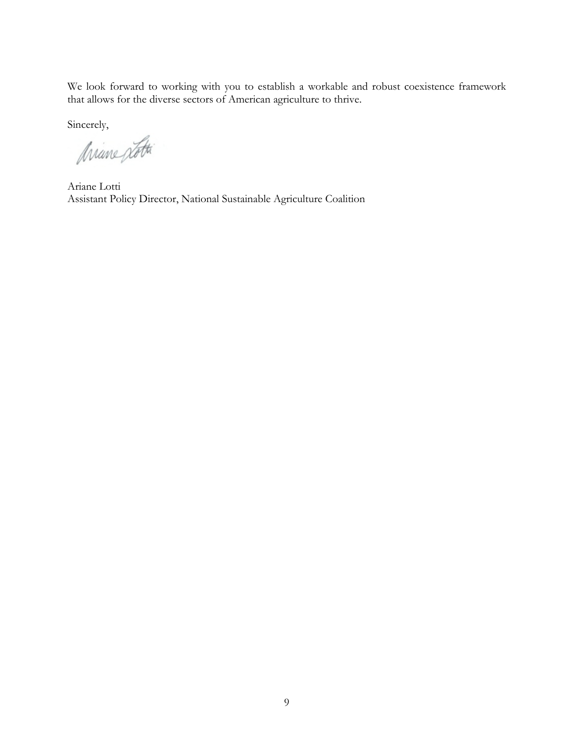We look forward to working with you to establish a workable and robust coexistence framework that allows for the diverse sectors of American agriculture to thrive.

Sincerely,

Ariane Lotti
Assistant Policy Director, National Sustainable Agriculture Coalition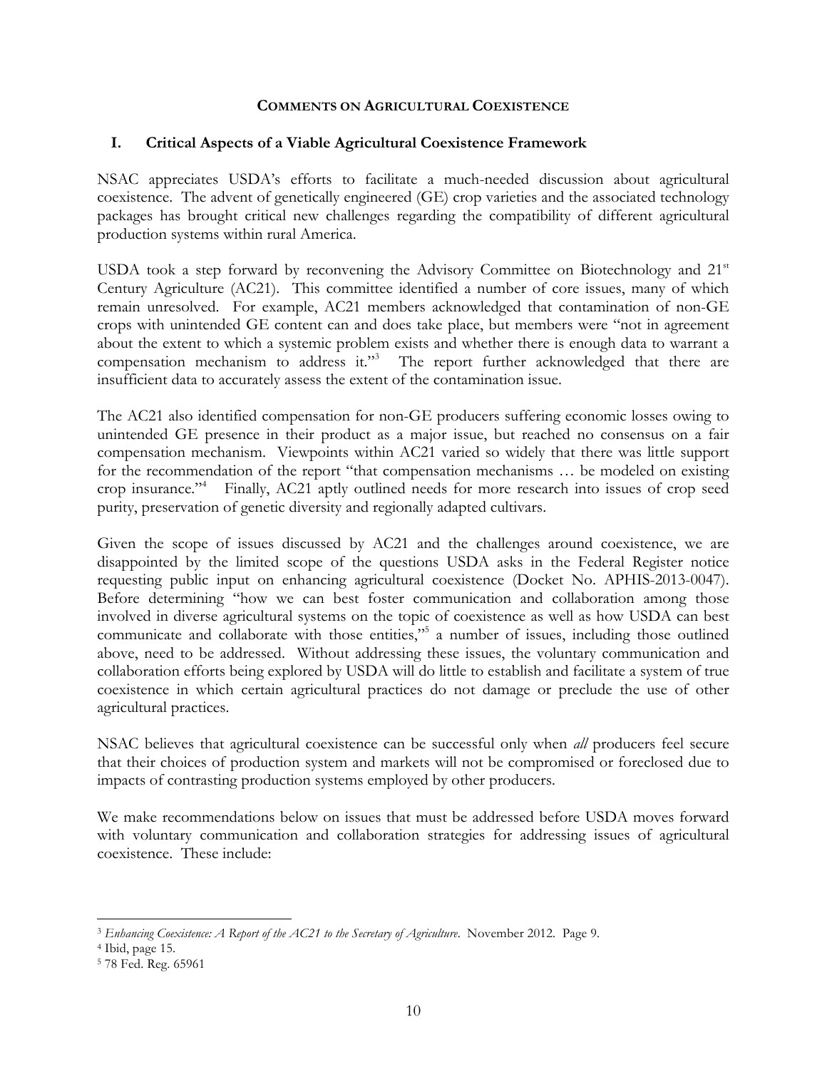## COMMENTS ON AGRICULTURAL COEXISTENCE

### I. Critical Aspects of a Viable Agricultural Coexistence Framework

NSAC appreciates USDA's efforts to facilitate a much-needed discussion about agricultural coexistence. The advent of genetically engineered (GE) crop varieties and the associated technology packages has brought critical new challenges regarding the compatibility of different agricultural production systems within rural America.

USDA took a step forward by reconvening the Advisory Committee on Biotechnology and 21st Century Agriculture (AC21). This committee identified a number of core issues, many of which remain unresolved. For example, AC21 members acknowledged that contamination of non-GE crops with unintended GE content can and does take place, but members were "not in agreement about the extent to which a systemic problem exists and whether there is enough data to warrant a compensation mechanism to address it."[3] The report further acknowledged that there are insufficient data to accurately assess the extent of the contamination issue.

The AC21 also identified compensation for non-GE producers suffering economic losses owing to unintended GE presence in their product as a major issue, but reached no consensus on a fair compensation mechanism. Viewpoints within AC21 varied so widely that there was little support for the recommendation of the report "that compensation mechanisms … be modeled on existing crop insurance."[4] Finally, AC21 aptly outlined needs for more research into issues of crop seed purity, preservation of genetic diversity and regionally adapted cultivars.

Given the scope of issues discussed by AC21 and the challenges around coexistence, we are disappointed by the limited scope of the questions USDA asks in the Federal Register notice requesting public input on enhancing agricultural coexistence (Docket No. APHIS-2013-0047). Before determining "how we can best foster communication and collaboration among those involved in diverse agricultural systems on the topic of coexistence as well as how USDA can best communicate and collaborate with those entities,"[5] a number of issues, including those outlined above, need to be addressed. Without addressing these issues, the voluntary communication and collaboration efforts being explored by USDA will do little to establish and facilitate a system of true coexistence in which certain agricultural practices do not damage or preclude the use of other agricultural practices.

NSAC believes that agricultural coexistence can be successful only when *all* producers feel secure that their choices of production system and markets will not be compromised or foreclosed due to impacts of contrasting production systems employed by other producers.

We make recommendations below on issues that must be addressed before USDA moves forward with voluntary communication and collaboration strategies for addressing issues of agricultural coexistence. These include:

---

[3] *Enhancing Coexistence: A Report of the AC21 to the Secretary of Agriculture*. November 2012. Page 9.

[4] Ibid, page 15.

[5] 78 Fed. Reg. 65961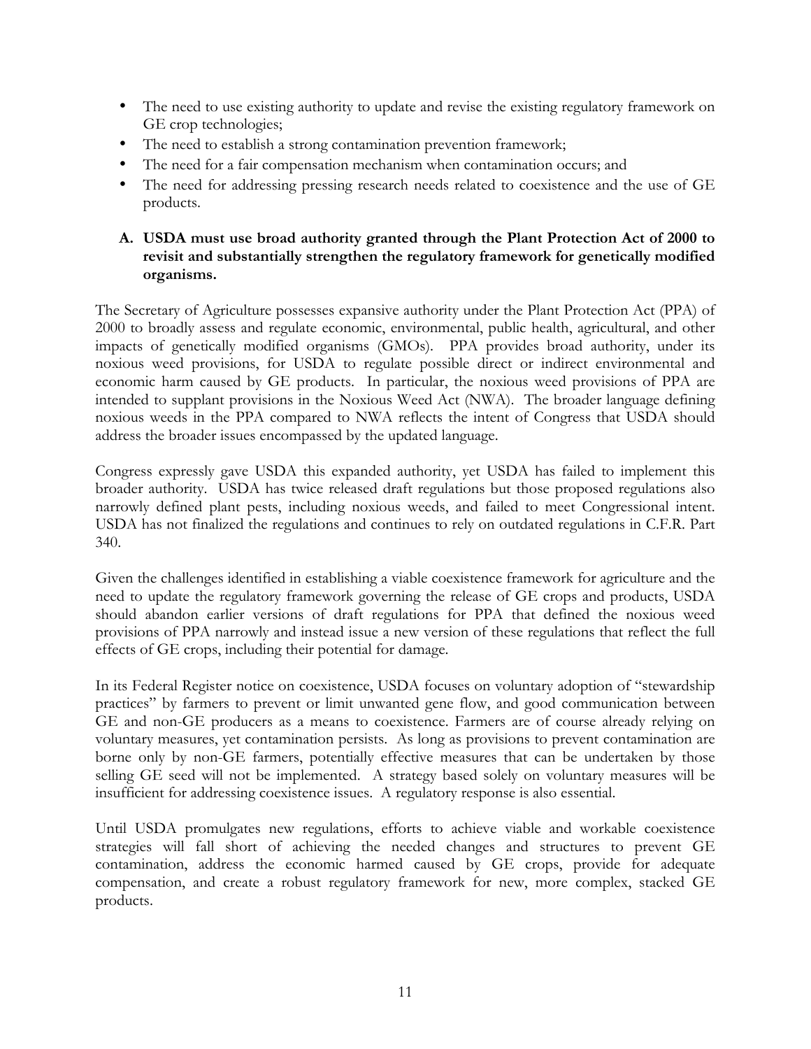- The need to use existing authority to update and revise the existing regulatory framework on GE crop technologies;
- The need to establish a strong contamination prevention framework;
- The need for a fair compensation mechanism when contamination occurs; and
- The need for addressing pressing research needs related to coexistence and the use of GE products.

**A. USDA must use broad authority granted through the Plant Protection Act of 2000 to revisit and substantially strengthen the regulatory framework for genetically modified organisms.**

The Secretary of Agriculture possesses expansive authority under the Plant Protection Act (PPA) of 2000 to broadly assess and regulate economic, environmental, public health, agricultural, and other impacts of genetically modified organisms (GMOs). PPA provides broad authority, under its noxious weed provisions, for USDA to regulate possible direct or indirect environmental and economic harm caused by GE products. In particular, the noxious weed provisions of PPA are intended to supplant provisions in the Noxious Weed Act (NWA). The broader language defining noxious weeds in the PPA compared to NWA reflects the intent of Congress that USDA should address the broader issues encompassed by the updated language.

Congress expressly gave USDA this expanded authority, yet USDA has failed to implement this broader authority. USDA has twice released draft regulations but those proposed regulations also narrowly defined plant pests, including noxious weeds, and failed to meet Congressional intent. USDA has not finalized the regulations and continues to rely on outdated regulations in C.F.R. Part 340.

Given the challenges identified in establishing a viable coexistence framework for agriculture and the need to update the regulatory framework governing the release of GE crops and products, USDA should abandon earlier versions of draft regulations for PPA that defined the noxious weed provisions of PPA narrowly and instead issue a new version of these regulations that reflect the full effects of GE crops, including their potential for damage.

In its Federal Register notice on coexistence, USDA focuses on voluntary adoption of "stewardship practices" by farmers to prevent or limit unwanted gene flow, and good communication between GE and non-GE producers as a means to coexistence. Farmers are of course already relying on voluntary measures, yet contamination persists. As long as provisions to prevent contamination are borne only by non-GE farmers, potentially effective measures that can be undertaken by those selling GE seed will not be implemented. A strategy based solely on voluntary measures will be insufficient for addressing coexistence issues. A regulatory response is also essential.

Until USDA promulgates new regulations, efforts to achieve viable and workable coexistence strategies will fall short of achieving the needed changes and structures to prevent GE contamination, address the economic harmed caused by GE crops, provide for adequate compensation, and create a robust regulatory framework for new, more complex, stacked GE products.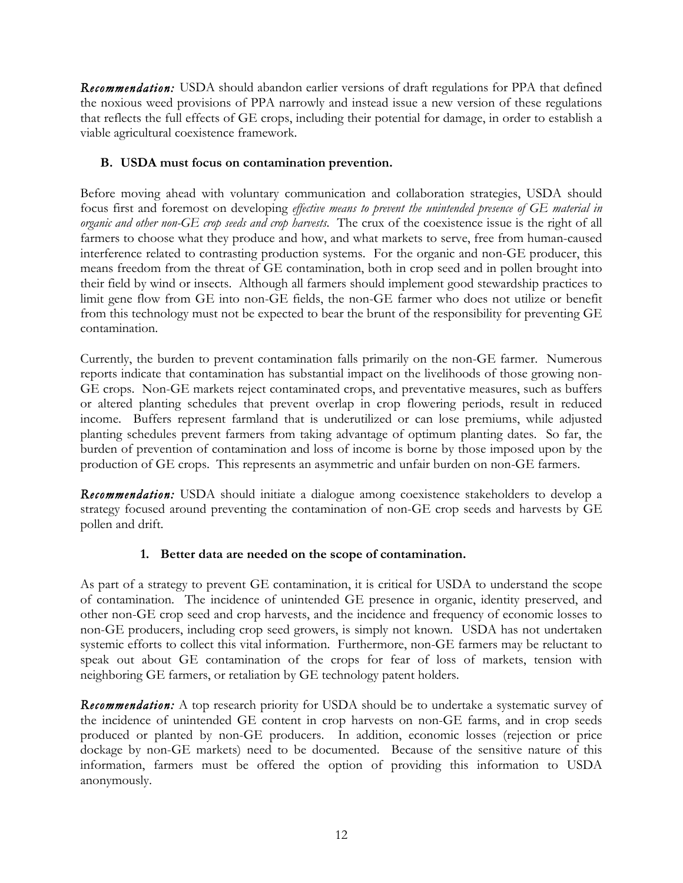***Recommendation:*** USDA should abandon earlier versions of draft regulations for PPA that defined the noxious weed provisions of PPA narrowly and instead issue a new version of these regulations that reflects the full effects of GE crops, including their potential for damage, in order to establish a viable agricultural coexistence framework.

### B. USDA must focus on contamination prevention.

Before moving ahead with voluntary communication and collaboration strategies, USDA should focus first and foremost on developing *effective means to prevent the unintended presence of GE material in organic and other non-GE crop seeds and crop harvests*. The crux of the coexistence issue is the right of all farmers to choose what they produce and how, and what markets to serve, free from human-caused interference related to contrasting production systems. For the organic and non-GE producer, this means freedom from the threat of GE contamination, both in crop seed and in pollen brought into their field by wind or insects. Although all farmers should implement good stewardship practices to limit gene flow from GE into non-GE fields, the non-GE farmer who does not utilize or benefit from this technology must not be expected to bear the brunt of the responsibility for preventing GE contamination.

Currently, the burden to prevent contamination falls primarily on the non-GE farmer. Numerous reports indicate that contamination has substantial impact on the livelihoods of those growing non-GE crops. Non-GE markets reject contaminated crops, and preventative measures, such as buffers or altered planting schedules that prevent overlap in crop flowering periods, result in reduced income. Buffers represent farmland that is underutilized or can lose premiums, while adjusted planting schedules prevent farmers from taking advantage of optimum planting dates. So far, the burden of prevention of contamination and loss of income is borne by those imposed upon by the production of GE crops. This represents an asymmetric and unfair burden on non-GE farmers.

***Recommendation:*** USDA should initiate a dialogue among coexistence stakeholders to develop a strategy focused around preventing the contamination of non-GE crop seeds and harvests by GE pollen and drift.

#### 1. Better data are needed on the scope of contamination.

As part of a strategy to prevent GE contamination, it is critical for USDA to understand the scope of contamination. The incidence of unintended GE presence in organic, identity preserved, and other non-GE crop seed and crop harvests, and the incidence and frequency of economic losses to non-GE producers, including crop seed growers, is simply not known. USDA has not undertaken systemic efforts to collect this vital information. Furthermore, non-GE farmers may be reluctant to speak out about GE contamination of the crops for fear of loss of markets, tension with neighboring GE farmers, or retaliation by GE technology patent holders.

***Recommendation:*** A top research priority for USDA should be to undertake a systematic survey of the incidence of unintended GE content in crop harvests on non-GE farms, and in crop seeds produced or planted by non-GE producers. In addition, economic losses (rejection or price dockage by non-GE markets) need to be documented. Because of the sensitive nature of this information, farmers must be offered the option of providing this information to USDA anonymously.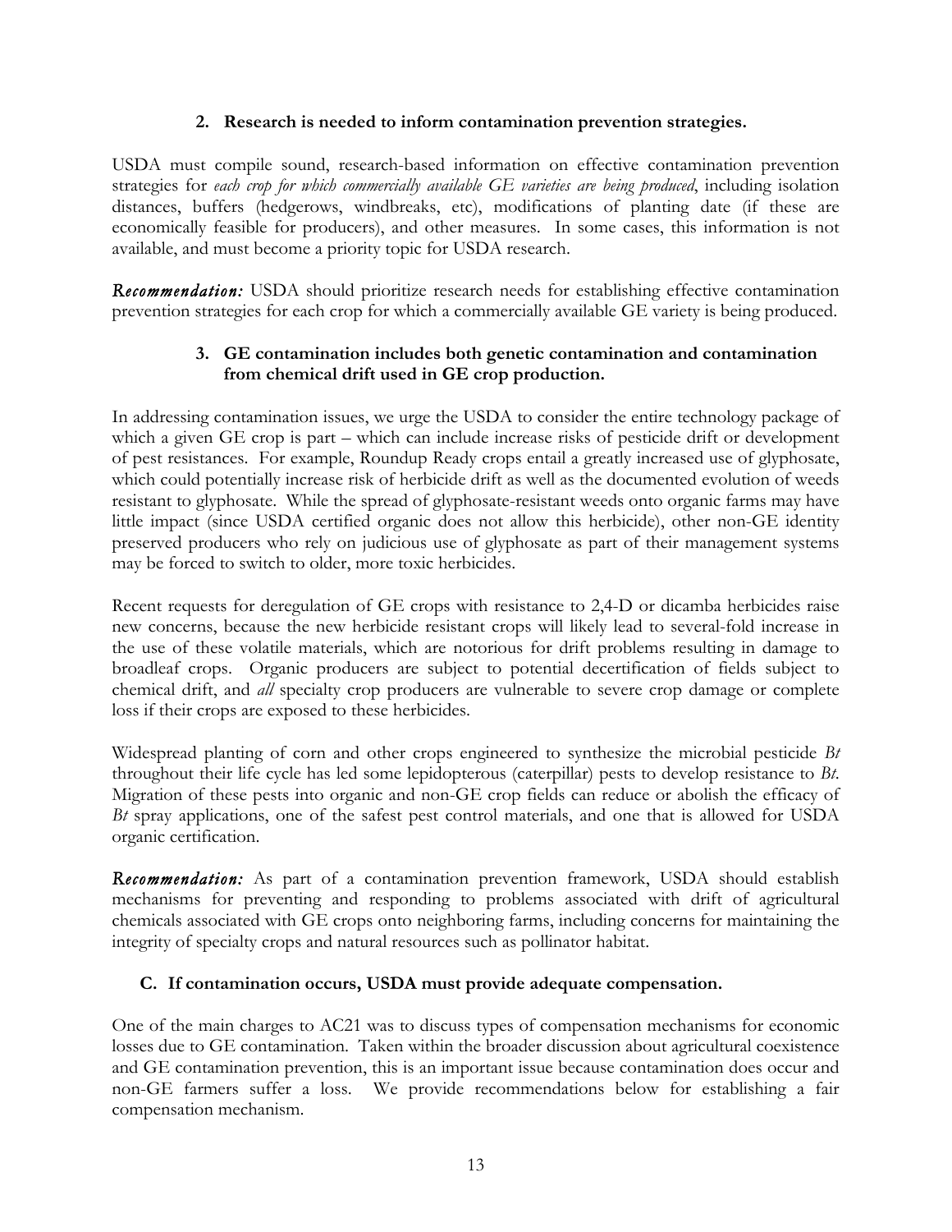### 2. Research is needed to inform contamination prevention strategies.

USDA must compile sound, research-based information on effective contamination prevention strategies for *each crop for which commercially available GE varieties are being produced*, including isolation distances, buffers (hedgerows, windbreaks, etc), modifications of planting date (if these are economically feasible for producers), and other measures. In some cases, this information is not available, and must become a priority topic for USDA research.

***Recommendation:*** USDA should prioritize research needs for establishing effective contamination prevention strategies for each crop for which a commercially available GE variety is being produced.

### 3. GE contamination includes both genetic contamination and contamination from chemical drift used in GE crop production.

In addressing contamination issues, we urge the USDA to consider the entire technology package of which a given GE crop is part – which can include increase risks of pesticide drift or development of pest resistances. For example, Roundup Ready crops entail a greatly increased use of glyphosate, which could potentially increase risk of herbicide drift as well as the documented evolution of weeds resistant to glyphosate. While the spread of glyphosate-resistant weeds onto organic farms may have little impact (since USDA certified organic does not allow this herbicide), other non-GE identity preserved producers who rely on judicious use of glyphosate as part of their management systems may be forced to switch to older, more toxic herbicides.

Recent requests for deregulation of GE crops with resistance to 2,4-D or dicamba herbicides raise new concerns, because the new herbicide resistant crops will likely lead to several-fold increase in the use of these volatile materials, which are notorious for drift problems resulting in damage to broadleaf crops. Organic producers are subject to potential decertification of fields subject to chemical drift, and *all* specialty crop producers are vulnerable to severe crop damage or complete loss if their crops are exposed to these herbicides.

Widespread planting of corn and other crops engineered to synthesize the microbial pesticide *Bt* throughout their life cycle has led some lepidopterous (caterpillar) pests to develop resistance to *Bt*. Migration of these pests into organic and non-GE crop fields can reduce or abolish the efficacy of *Bt* spray applications, one of the safest pest control materials, and one that is allowed for USDA organic certification.

***Recommendation:*** As part of a contamination prevention framework, USDA should establish mechanisms for preventing and responding to problems associated with drift of agricultural chemicals associated with GE crops onto neighboring farms, including concerns for maintaining the integrity of specialty crops and natural resources such as pollinator habitat.

## C. If contamination occurs, USDA must provide adequate compensation.

One of the main charges to AC21 was to discuss types of compensation mechanisms for economic losses due to GE contamination. Taken within the broader discussion about agricultural coexistence and GE contamination prevention, this is an important issue because contamination does occur and non-GE farmers suffer a loss. We provide recommendations below for establishing a fair compensation mechanism.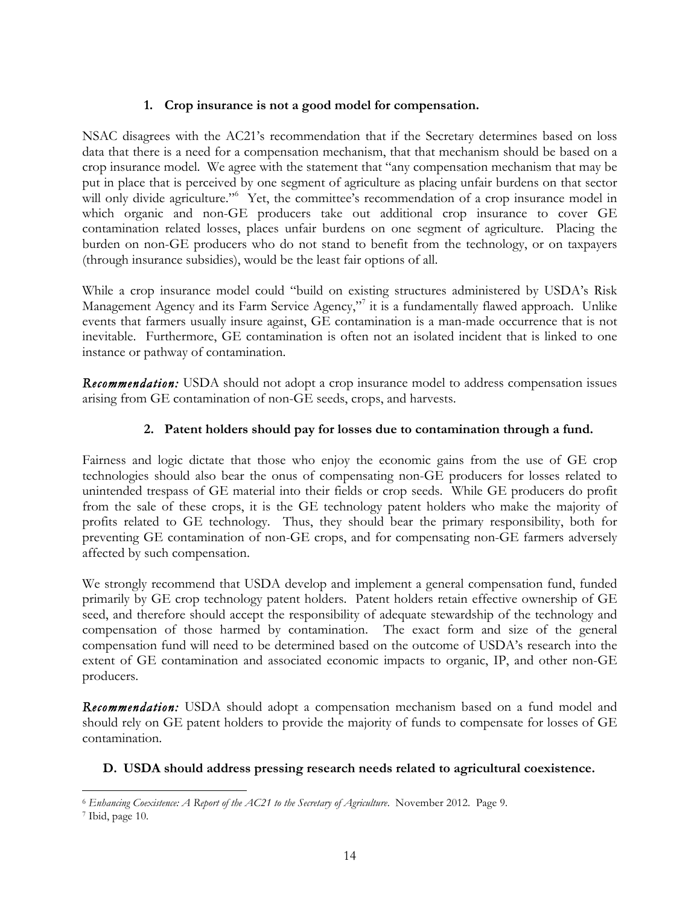### 1. Crop insurance is not a good model for compensation.

NSAC disagrees with the AC21's recommendation that if the Secretary determines based on loss data that there is a need for a compensation mechanism, that that mechanism should be based on a crop insurance model. We agree with the statement that "any compensation mechanism that may be put in place that is perceived by one segment of agriculture as placing unfair burdens on that sector will only divide agriculture."[6] Yet, the committee's recommendation of a crop insurance model in which organic and non-GE producers take out additional crop insurance to cover GE contamination related losses, places unfair burdens on one segment of agriculture. Placing the burden on non-GE producers who do not stand to benefit from the technology, or on taxpayers (through insurance subsidies), would be the least fair options of all.

While a crop insurance model could "build on existing structures administered by USDA's Risk Management Agency and its Farm Service Agency,"[7] it is a fundamentally flawed approach. Unlike events that farmers usually insure against, GE contamination is a man-made occurrence that is not inevitable. Furthermore, GE contamination is often not an isolated incident that is linked to one instance or pathway of contamination.

***Recommendation:*** USDA should not adopt a crop insurance model to address compensation issues arising from GE contamination of non-GE seeds, crops, and harvests.

### 2. Patent holders should pay for losses due to contamination through a fund.

Fairness and logic dictate that those who enjoy the economic gains from the use of GE crop technologies should also bear the onus of compensating non-GE producers for losses related to unintended trespass of GE material into their fields or crop seeds. While GE producers do profit from the sale of these crops, it is the GE technology patent holders who make the majority of profits related to GE technology. Thus, they should bear the primary responsibility, both for preventing GE contamination of non-GE crops, and for compensating non-GE farmers adversely affected by such compensation.

We strongly recommend that USDA develop and implement a general compensation fund, funded primarily by GE crop technology patent holders. Patent holders retain effective ownership of GE seed, and therefore should accept the responsibility of adequate stewardship of the technology and compensation of those harmed by contamination. The exact form and size of the general compensation fund will need to be determined based on the outcome of USDA's research into the extent of GE contamination and associated economic impacts to organic, IP, and other non-GE producers.

***Recommendation:*** USDA should adopt a compensation mechanism based on a fund model and should rely on GE patent holders to provide the majority of funds to compensate for losses of GE contamination.

## D. USDA should address pressing research needs related to agricultural coexistence.

---

[6] *Enhancing Coexistence: A Report of the AC21 to the Secretary of Agriculture*. November 2012. Page 9.

[7] Ibid, page 10.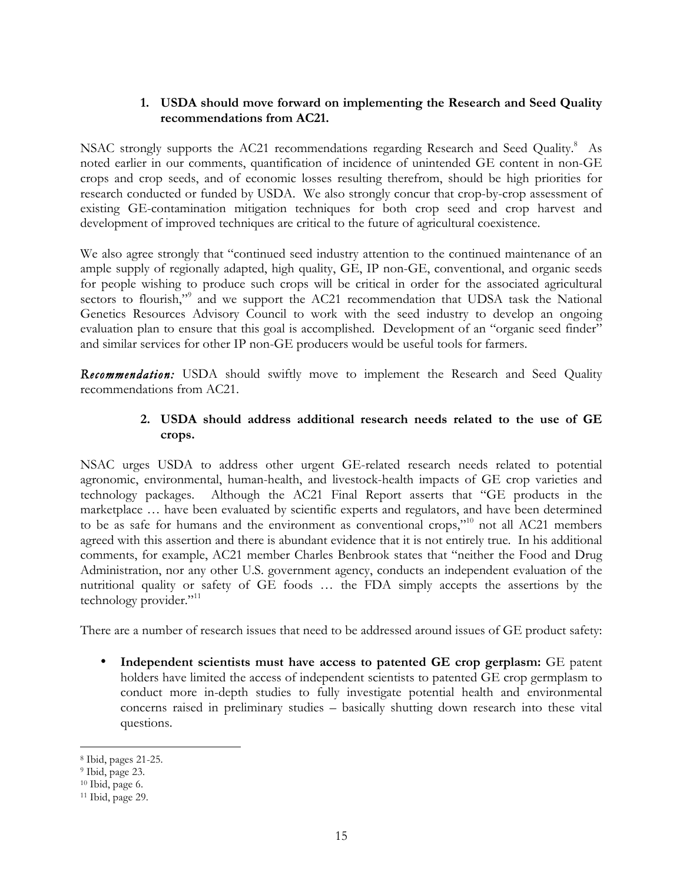### 1. USDA should move forward on implementing the Research and Seed Quality recommendations from AC21.

NSAC strongly supports the AC21 recommendations regarding Research and Seed Quality.[8] As noted earlier in our comments, quantification of incidence of unintended GE content in non-GE crops and crop seeds, and of economic losses resulting therefrom, should be high priorities for research conducted or funded by USDA. We also strongly concur that crop-by-crop assessment of existing GE-contamination mitigation techniques for both crop seed and crop harvest and development of improved techniques are critical to the future of agricultural coexistence.

We also agree strongly that "continued seed industry attention to the continued maintenance of an ample supply of regionally adapted, high quality, GE, IP non-GE, conventional, and organic seeds for people wishing to produce such crops will be critical in order for the associated agricultural sectors to flourish,"[9] and we support the AC21 recommendation that UDSA task the National Genetics Resources Advisory Council to work with the seed industry to develop an ongoing evaluation plan to ensure that this goal is accomplished. Development of an "organic seed finder" and similar services for other IP non-GE producers would be useful tools for farmers.

***Recommendation:*** USDA should swiftly move to implement the Research and Seed Quality recommendations from AC21.

### 2. USDA should address additional research needs related to the use of GE crops.

NSAC urges USDA to address other urgent GE-related research needs related to potential agronomic, environmental, human-health, and livestock-health impacts of GE crop varieties and technology packages. Although the AC21 Final Report asserts that "GE products in the marketplace … have been evaluated by scientific experts and regulators, and have been determined to be as safe for humans and the environment as conventional crops,"[10] not all AC21 members agreed with this assertion and there is abundant evidence that it is not entirely true. In his additional comments, for example, AC21 member Charles Benbrook states that "neither the Food and Drug Administration, nor any other U.S. government agency, conducts an independent evaluation of the nutritional quality or safety of GE foods … the FDA simply accepts the assertions by the technology provider."[11]

There are a number of research issues that need to be addressed around issues of GE product safety:

- **Independent scientists must have access to patented GE crop gerplasm:** GE patent holders have limited the access of independent scientists to patented GE crop germplasm to conduct more in-depth studies to fully investigate potential health and environmental concerns raised in preliminary studies – basically shutting down research into these vital questions.

---

[8] Ibid, pages 21-25.
[9] Ibid, page 23.
[10] Ibid, page 6.
[11] Ibid, page 29.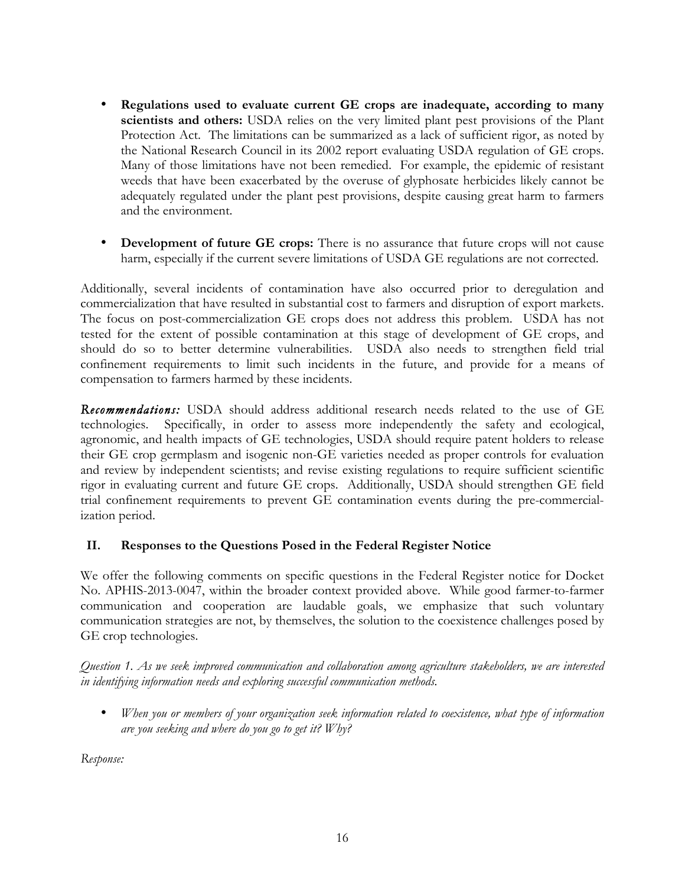- **Regulations used to evaluate current GE crops are inadequate, according to many scientists and others:** USDA relies on the very limited plant pest provisions of the Plant Protection Act. The limitations can be summarized as a lack of sufficient rigor, as noted by the National Research Council in its 2002 report evaluating USDA regulation of GE crops. Many of those limitations have not been remedied. For example, the epidemic of resistant weeds that have been exacerbated by the overuse of glyphosate herbicides likely cannot be adequately regulated under the plant pest provisions, despite causing great harm to farmers and the environment.

- **Development of future GE crops:** There is no assurance that future crops will not cause harm, especially if the current severe limitations of USDA GE regulations are not corrected.

Additionally, several incidents of contamination have also occurred prior to deregulation and commercialization that have resulted in substantial cost to farmers and disruption of export markets. The focus on post-commercialization GE crops does not address this problem. USDA has not tested for the extent of possible contamination at this stage of development of GE crops, and should do so to better determine vulnerabilities. USDA also needs to strengthen field trial confinement requirements to limit such incidents in the future, and provide for a means of compensation to farmers harmed by these incidents.

***Recommendations:*** USDA should address additional research needs related to the use of GE technologies. Specifically, in order to assess more independently the safety and ecological, agronomic, and health impacts of GE technologies, USDA should require patent holders to release their GE crop germplasm and isogenic non-GE varieties needed as proper controls for evaluation and review by independent scientists; and revise existing regulations to require sufficient scientific rigor in evaluating current and future GE crops. Additionally, USDA should strengthen GE field trial confinement requirements to prevent GE contamination events during the pre-commercialization period.

## II. Responses to the Questions Posed in the Federal Register Notice

We offer the following comments on specific questions in the Federal Register notice for Docket No. APHIS-2013-0047, within the broader context provided above. While good farmer-to-farmer communication and cooperation are laudable goals, we emphasize that such voluntary communication strategies are not, by themselves, the solution to the coexistence challenges posed by GE crop technologies.

*Question 1. As we seek improved communication and collaboration among agriculture stakeholders, we are interested in identifying information needs and exploring successful communication methods.*

- *When you or members of your organization seek information related to coexistence, what type of information are you seeking and where do you go to get it? Why?*

*Response:*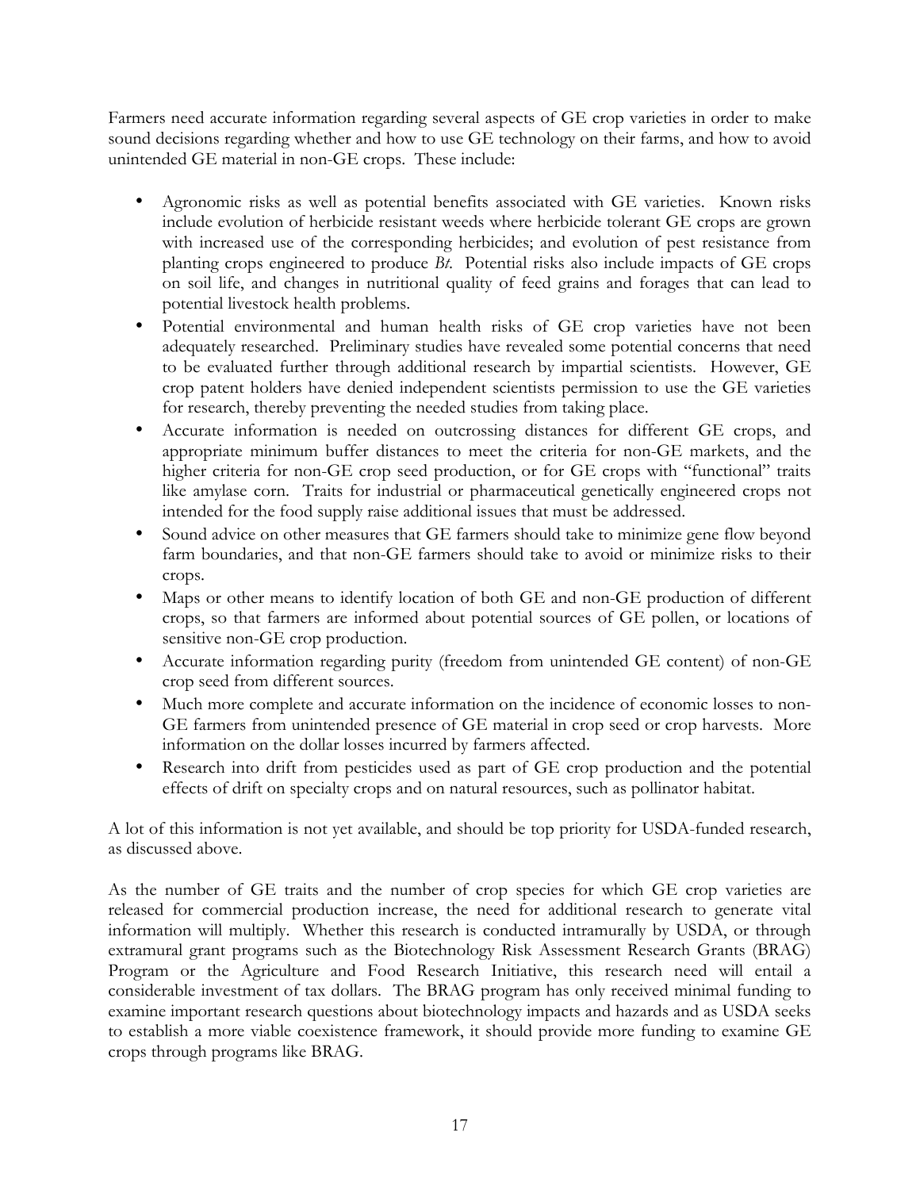Farmers need accurate information regarding several aspects of GE crop varieties in order to make sound decisions regarding whether and how to use GE technology on their farms, and how to avoid unintended GE material in non-GE crops. These include:

- Agronomic risks as well as potential benefits associated with GE varieties. Known risks include evolution of herbicide resistant weeds where herbicide tolerant GE crops are grown with increased use of the corresponding herbicides; and evolution of pest resistance from planting crops engineered to produce *Bt*. Potential risks also include impacts of GE crops on soil life, and changes in nutritional quality of feed grains and forages that can lead to potential livestock health problems.
- Potential environmental and human health risks of GE crop varieties have not been adequately researched. Preliminary studies have revealed some potential concerns that need to be evaluated further through additional research by impartial scientists. However, GE crop patent holders have denied independent scientists permission to use the GE varieties for research, thereby preventing the needed studies from taking place.
- Accurate information is needed on outcrossing distances for different GE crops, and appropriate minimum buffer distances to meet the criteria for non-GE markets, and the higher criteria for non-GE crop seed production, or for GE crops with "functional" traits like amylase corn. Traits for industrial or pharmaceutical genetically engineered crops not intended for the food supply raise additional issues that must be addressed.
- Sound advice on other measures that GE farmers should take to minimize gene flow beyond farm boundaries, and that non-GE farmers should take to avoid or minimize risks to their crops.
- Maps or other means to identify location of both GE and non-GE production of different crops, so that farmers are informed about potential sources of GE pollen, or locations of sensitive non-GE crop production.
- Accurate information regarding purity (freedom from unintended GE content) of non-GE crop seed from different sources.
- Much more complete and accurate information on the incidence of economic losses to non-GE farmers from unintended presence of GE material in crop seed or crop harvests. More information on the dollar losses incurred by farmers affected.
- Research into drift from pesticides used as part of GE crop production and the potential effects of drift on specialty crops and on natural resources, such as pollinator habitat.

A lot of this information is not yet available, and should be top priority for USDA-funded research, as discussed above.

As the number of GE traits and the number of crop species for which GE crop varieties are released for commercial production increase, the need for additional research to generate vital information will multiply. Whether this research is conducted intramurally by USDA, or through extramural grant programs such as the Biotechnology Risk Assessment Research Grants (BRAG) Program or the Agriculture and Food Research Initiative, this research need will entail a considerable investment of tax dollars. The BRAG program has only received minimal funding to examine important research questions about biotechnology impacts and hazards and as USDA seeks to establish a more viable coexistence framework, it should provide more funding to examine GE crops through programs like BRAG.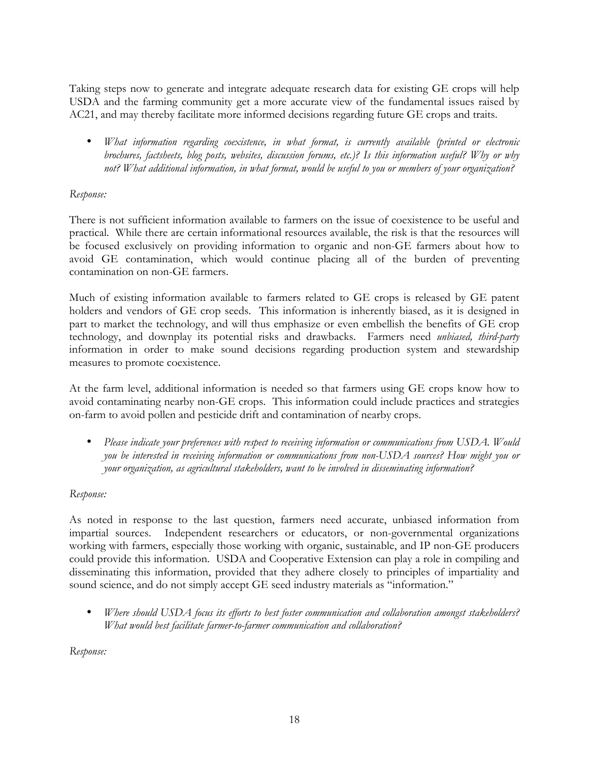Taking steps now to generate and integrate adequate research data for existing GE crops will help USDA and the farming community get a more accurate view of the fundamental issues raised by AC21, and may thereby facilitate more informed decisions regarding future GE crops and traits.

- *What information regarding coexistence, in what format, is currently available (printed or electronic brochures, factsheets, blog posts, websites, discussion forums, etc.)? Is this information useful? Why or why not? What additional information, in what format, would be useful to you or members of your organization?*

*Response:*

There is not sufficient information available to farmers on the issue of coexistence to be useful and practical. While there are certain informational resources available, the risk is that the resources will be focused exclusively on providing information to organic and non-GE farmers about how to avoid GE contamination, which would continue placing all of the burden of preventing contamination on non-GE farmers.

Much of existing information available to farmers related to GE crops is released by GE patent holders and vendors of GE crop seeds. This information is inherently biased, as it is designed in part to market the technology, and will thus emphasize or even embellish the benefits of GE crop technology, and downplay its potential risks and drawbacks. Farmers need *unbiased, third-party* information in order to make sound decisions regarding production system and stewardship measures to promote coexistence.

At the farm level, additional information is needed so that farmers using GE crops know how to avoid contaminating nearby non-GE crops. This information could include practices and strategies on-farm to avoid pollen and pesticide drift and contamination of nearby crops.

- *Please indicate your preferences with respect to receiving information or communications from USDA. Would you be interested in receiving information or communications from non-USDA sources? How might you or your organization, as agricultural stakeholders, want to be involved in disseminating information?*

*Response:*

As noted in response to the last question, farmers need accurate, unbiased information from impartial sources. Independent researchers or educators, or non-governmental organizations working with farmers, especially those working with organic, sustainable, and IP non-GE producers could provide this information. USDA and Cooperative Extension can play a role in compiling and disseminating this information, provided that they adhere closely to principles of impartiality and sound science, and do not simply accept GE seed industry materials as "information."

- *Where should USDA focus its efforts to best foster communication and collaboration amongst stakeholders? What would best facilitate farmer-to-farmer communication and collaboration?*

*Response:*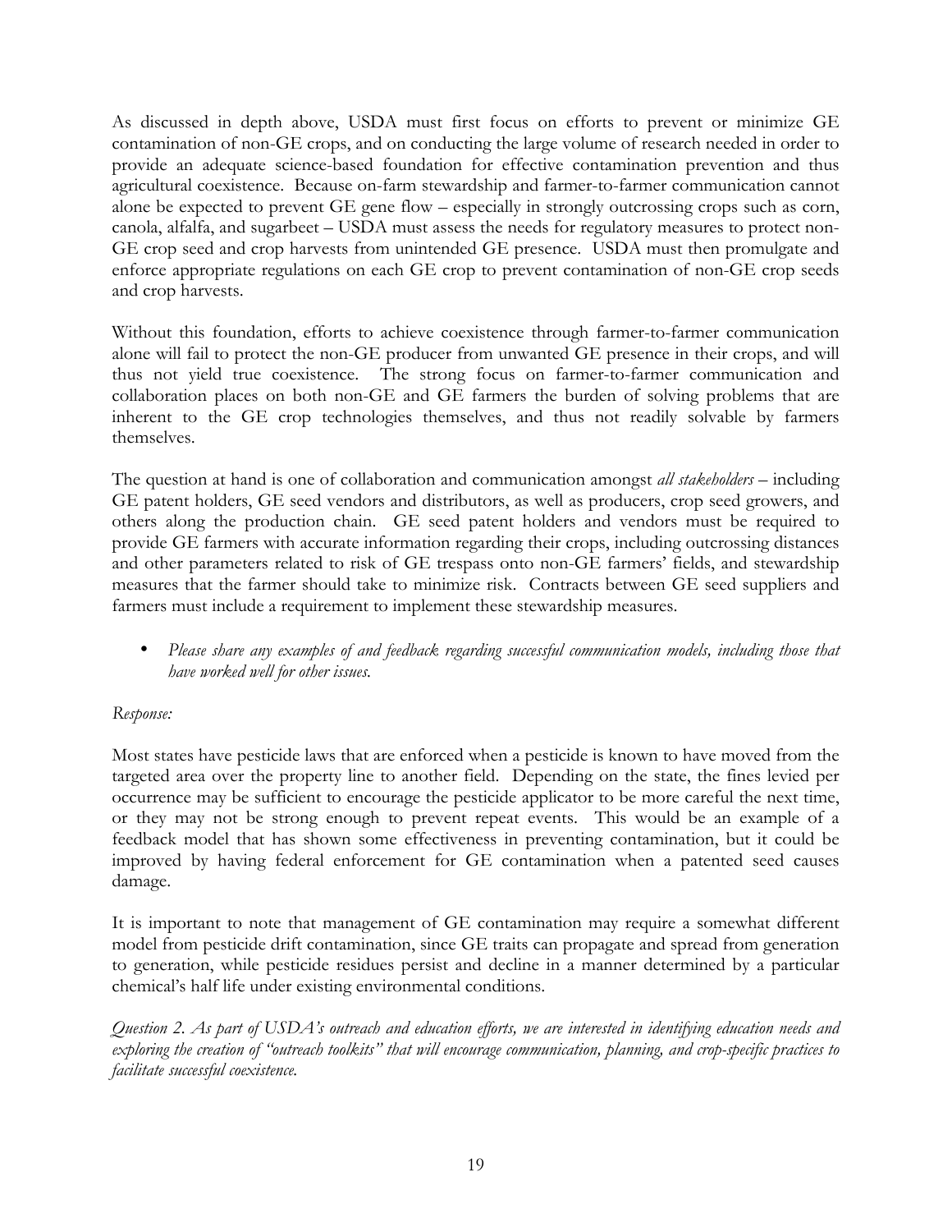As discussed in depth above, USDA must first focus on efforts to prevent or minimize GE contamination of non-GE crops, and on conducting the large volume of research needed in order to provide an adequate science-based foundation for effective contamination prevention and thus agricultural coexistence. Because on-farm stewardship and farmer-to-farmer communication cannot alone be expected to prevent GE gene flow – especially in strongly outcrossing crops such as corn, canola, alfalfa, and sugarbeet – USDA must assess the needs for regulatory measures to protect non-GE crop seed and crop harvests from unintended GE presence. USDA must then promulgate and enforce appropriate regulations on each GE crop to prevent contamination of non-GE crop seeds and crop harvests.

Without this foundation, efforts to achieve coexistence through farmer-to-farmer communication alone will fail to protect the non-GE producer from unwanted GE presence in their crops, and will thus not yield true coexistence. The strong focus on farmer-to-farmer communication and collaboration places on both non-GE and GE farmers the burden of solving problems that are inherent to the GE crop technologies themselves, and thus not readily solvable by farmers themselves.

The question at hand is one of collaboration and communication amongst *all stakeholders* – including GE patent holders, GE seed vendors and distributors, as well as producers, crop seed growers, and others along the production chain. GE seed patent holders and vendors must be required to provide GE farmers with accurate information regarding their crops, including outcrossing distances and other parameters related to risk of GE trespass onto non-GE farmers' fields, and stewardship measures that the farmer should take to minimize risk. Contracts between GE seed suppliers and farmers must include a requirement to implement these stewardship measures.

- *Please share any examples of and feedback regarding successful communication models, including those that have worked well for other issues.*

*Response:*

Most states have pesticide laws that are enforced when a pesticide is known to have moved from the targeted area over the property line to another field. Depending on the state, the fines levied per occurrence may be sufficient to encourage the pesticide applicator to be more careful the next time, or they may not be strong enough to prevent repeat events. This would be an example of a feedback model that has shown some effectiveness in preventing contamination, but it could be improved by having federal enforcement for GE contamination when a patented seed causes damage.

It is important to note that management of GE contamination may require a somewhat different model from pesticide drift contamination, since GE traits can propagate and spread from generation to generation, while pesticide residues persist and decline in a manner determined by a particular chemical's half life under existing environmental conditions.

*Question 2. As part of USDA's outreach and education efforts, we are interested in identifying education needs and exploring the creation of "outreach toolkits" that will encourage communication, planning, and crop-specific practices to facilitate successful coexistence.*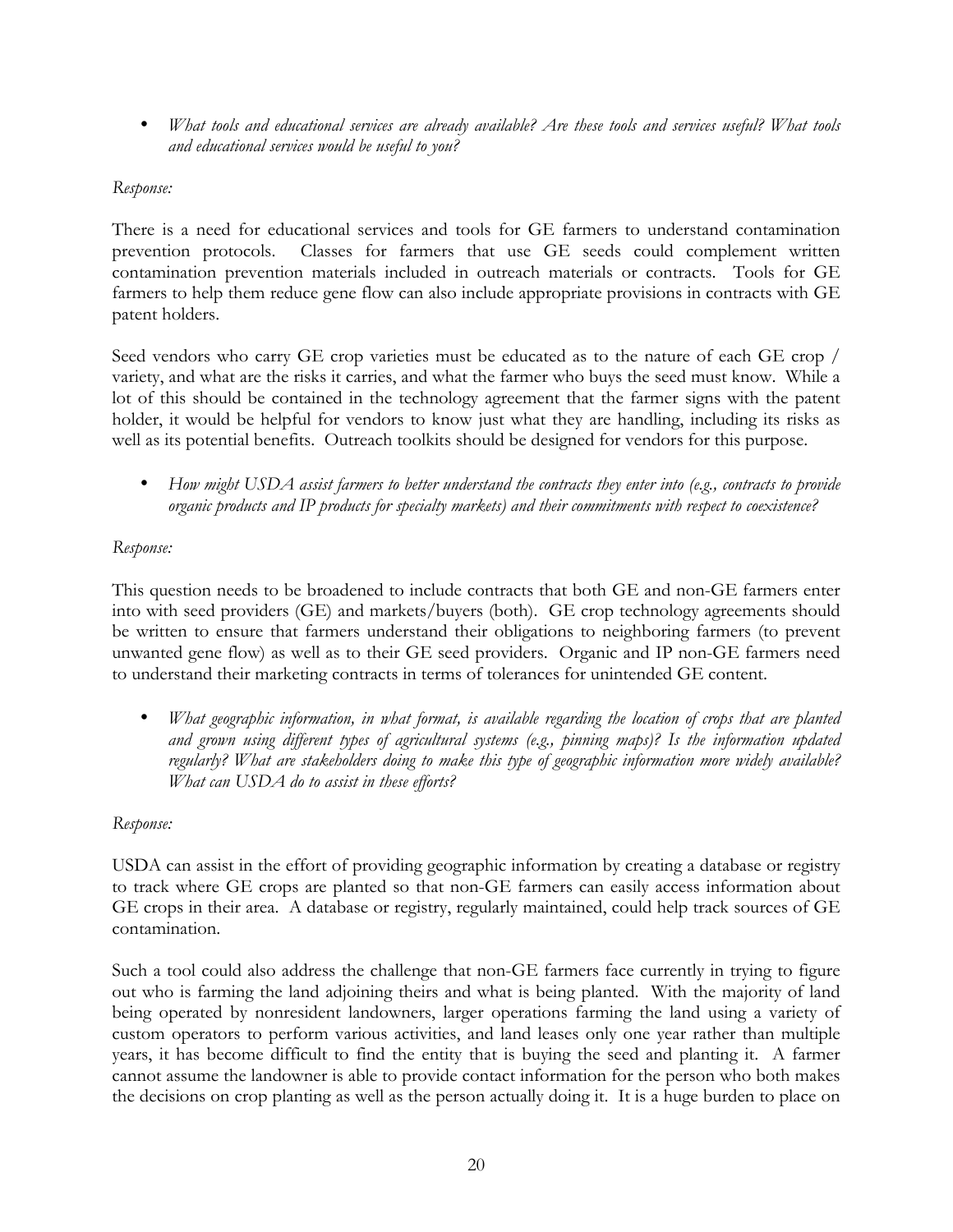- *What tools and educational services are already available? Are these tools and services useful? What tools and educational services would be useful to you?*

*Response:*

There is a need for educational services and tools for GE farmers to understand contamination prevention protocols. Classes for farmers that use GE seeds could complement written contamination prevention materials included in outreach materials or contracts. Tools for GE farmers to help them reduce gene flow can also include appropriate provisions in contracts with GE patent holders.

Seed vendors who carry GE crop varieties must be educated as to the nature of each GE crop / variety, and what are the risks it carries, and what the farmer who buys the seed must know. While a lot of this should be contained in the technology agreement that the farmer signs with the patent holder, it would be helpful for vendors to know just what they are handling, including its risks as well as its potential benefits. Outreach toolkits should be designed for vendors for this purpose.

- *How might USDA assist farmers to better understand the contracts they enter into (e.g., contracts to provide organic products and IP products for specialty markets) and their commitments with respect to coexistence?*

*Response:*

This question needs to be broadened to include contracts that both GE and non-GE farmers enter into with seed providers (GE) and markets/buyers (both). GE crop technology agreements should be written to ensure that farmers understand their obligations to neighboring farmers (to prevent unwanted gene flow) as well as to their GE seed providers. Organic and IP non-GE farmers need to understand their marketing contracts in terms of tolerances for unintended GE content.

- *What geographic information, in what format, is available regarding the location of crops that are planted and grown using different types of agricultural systems (e.g., pinning maps)? Is the information updated regularly? What are stakeholders doing to make this type of geographic information more widely available? What can USDA do to assist in these efforts?*

*Response:*

USDA can assist in the effort of providing geographic information by creating a database or registry to track where GE crops are planted so that non-GE farmers can easily access information about GE crops in their area. A database or registry, regularly maintained, could help track sources of GE contamination.

Such a tool could also address the challenge that non-GE farmers face currently in trying to figure out who is farming the land adjoining theirs and what is being planted. With the majority of land being operated by nonresident landowners, larger operations farming the land using a variety of custom operators to perform various activities, and land leases only one year rather than multiple years, it has become difficult to find the entity that is buying the seed and planting it. A farmer cannot assume the landowner is able to provide contact information for the person who both makes the decisions on crop planting as well as the person actually doing it. It is a huge burden to place on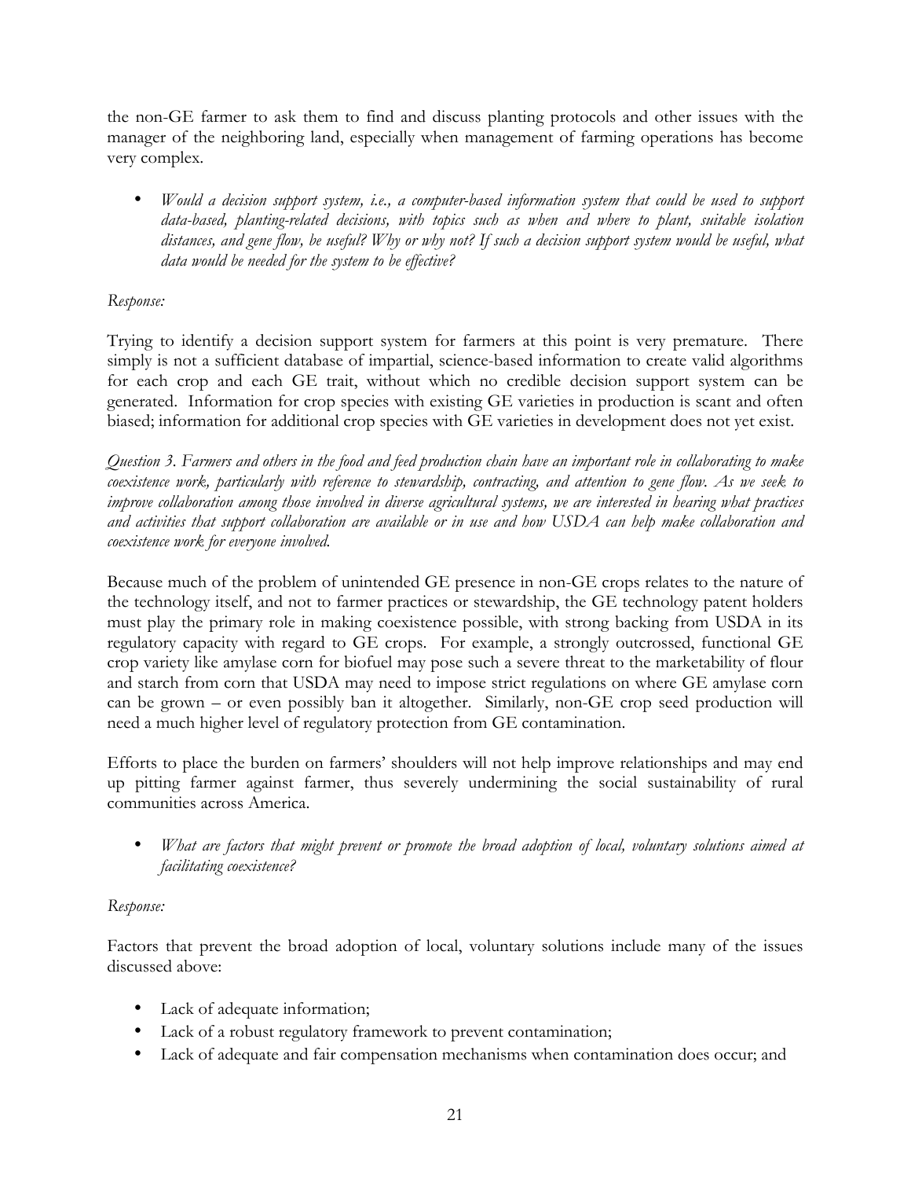the non-GE farmer to ask them to find and discuss planting protocols and other issues with the manager of the neighboring land, especially when management of farming operations has become very complex.

- *Would a decision support system, i.e., a computer-based information system that could be used to support data-based, planting-related decisions, with topics such as when and where to plant, suitable isolation distances, and gene flow, be useful? Why or why not? If such a decision support system would be useful, what data would be needed for the system to be effective?*

*Response:*

Trying to identify a decision support system for farmers at this point is very premature. There simply is not a sufficient database of impartial, science-based information to create valid algorithms for each crop and each GE trait, without which no credible decision support system can be generated. Information for crop species with existing GE varieties in production is scant and often biased; information for additional crop species with GE varieties in development does not yet exist.

*Question 3. Farmers and others in the food and feed production chain have an important role in collaborating to make coexistence work, particularly with reference to stewardship, contracting, and attention to gene flow. As we seek to improve collaboration among those involved in diverse agricultural systems, we are interested in hearing what practices and activities that support collaboration are available or in use and how USDA can help make collaboration and coexistence work for everyone involved.*

Because much of the problem of unintended GE presence in non-GE crops relates to the nature of the technology itself, and not to farmer practices or stewardship, the GE technology patent holders must play the primary role in making coexistence possible, with strong backing from USDA in its regulatory capacity with regard to GE crops. For example, a strongly outcrossed, functional GE crop variety like amylase corn for biofuel may pose such a severe threat to the marketability of flour and starch from corn that USDA may need to impose strict regulations on where GE amylase corn can be grown – or even possibly ban it altogether. Similarly, non-GE crop seed production will need a much higher level of regulatory protection from GE contamination.

Efforts to place the burden on farmers' shoulders will not help improve relationships and may end up pitting farmer against farmer, thus severely undermining the social sustainability of rural communities across America.

- *What are factors that might prevent or promote the broad adoption of local, voluntary solutions aimed at facilitating coexistence?*

*Response:*

Factors that prevent the broad adoption of local, voluntary solutions include many of the issues discussed above:

- Lack of adequate information;
- Lack of a robust regulatory framework to prevent contamination;
- Lack of adequate and fair compensation mechanisms when contamination does occur; and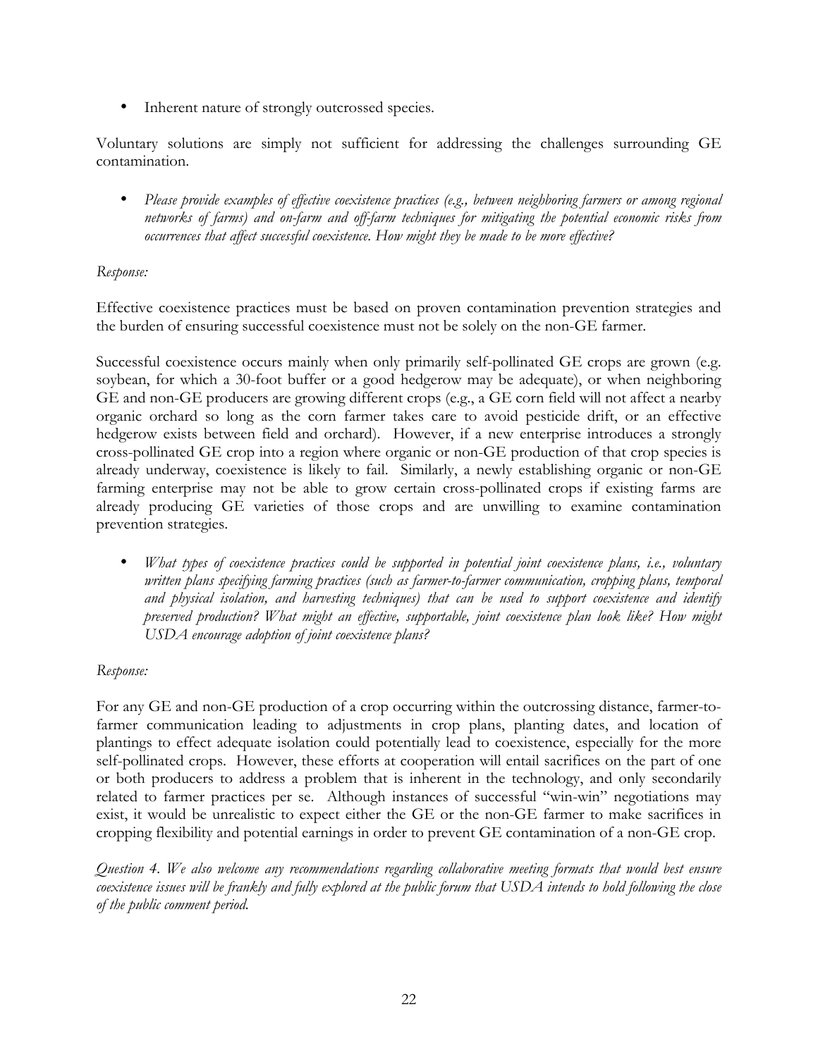- Inherent nature of strongly outcrossed species.

Voluntary solutions are simply not sufficient for addressing the challenges surrounding GE contamination.

- *Please provide examples of effective coexistence practices (e.g., between neighboring farmers or among regional networks of farms) and on-farm and off-farm techniques for mitigating the potential economic risks from occurrences that affect successful coexistence. How might they be made to be more effective?*

*Response:*

Effective coexistence practices must be based on proven contamination prevention strategies and the burden of ensuring successful coexistence must not be solely on the non-GE farmer.

Successful coexistence occurs mainly when only primarily self-pollinated GE crops are grown (e.g. soybean, for which a 30-foot buffer or a good hedgerow may be adequate), or when neighboring GE and non-GE producers are growing different crops (e.g., a GE corn field will not affect a nearby organic orchard so long as the corn farmer takes care to avoid pesticide drift, or an effective hedgerow exists between field and orchard). However, if a new enterprise introduces a strongly cross-pollinated GE crop into a region where organic or non-GE production of that crop species is already underway, coexistence is likely to fail. Similarly, a newly establishing organic or non-GE farming enterprise may not be able to grow certain cross-pollinated crops if existing farms are already producing GE varieties of those crops and are unwilling to examine contamination prevention strategies.

- *What types of coexistence practices could be supported in potential joint coexistence plans, i.e., voluntary written plans specifying farming practices (such as farmer-to-farmer communication, cropping plans, temporal and physical isolation, and harvesting techniques) that can be used to support coexistence and identify preserved production? What might an effective, supportable, joint coexistence plan look like? How might USDA encourage adoption of joint coexistence plans?*

*Response:*

For any GE and non-GE production of a crop occurring within the outcrossing distance, farmer-to-farmer communication leading to adjustments in crop plans, planting dates, and location of plantings to effect adequate isolation could potentially lead to coexistence, especially for the more self-pollinated crops. However, these efforts at cooperation will entail sacrifices on the part of one or both producers to address a problem that is inherent in the technology, and only secondarily related to farmer practices per se. Although instances of successful "win-win" negotiations may exist, it would be unrealistic to expect either the GE or the non-GE farmer to make sacrifices in cropping flexibility and potential earnings in order to prevent GE contamination of a non-GE crop.

*Question 4. We also welcome any recommendations regarding collaborative meeting formats that would best ensure coexistence issues will be frankly and fully explored at the public forum that USDA intends to hold following the close of the public comment period.*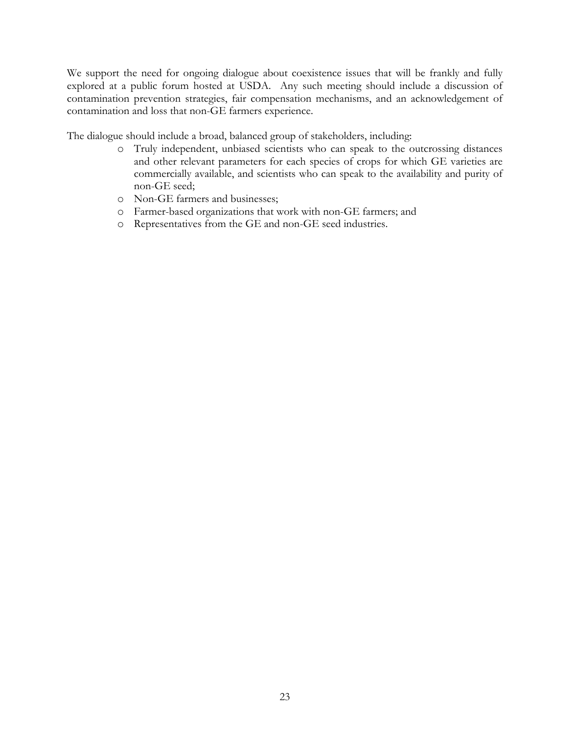We support the need for ongoing dialogue about coexistence issues that will be frankly and fully explored at a public forum hosted at USDA. Any such meeting should include a discussion of contamination prevention strategies, fair compensation mechanisms, and an acknowledgement of contamination and loss that non-GE farmers experience.

The dialogue should include a broad, balanced group of stakeholders, including:

- Truly independent, unbiased scientists who can speak to the outcrossing distances and other relevant parameters for each species of crops for which GE varieties are commercially available, and scientists who can speak to the availability and purity of non-GE seed;
- Non-GE farmers and businesses;
- Farmer-based organizations that work with non-GE farmers; and
- Representatives from the GE and non-GE seed industries.